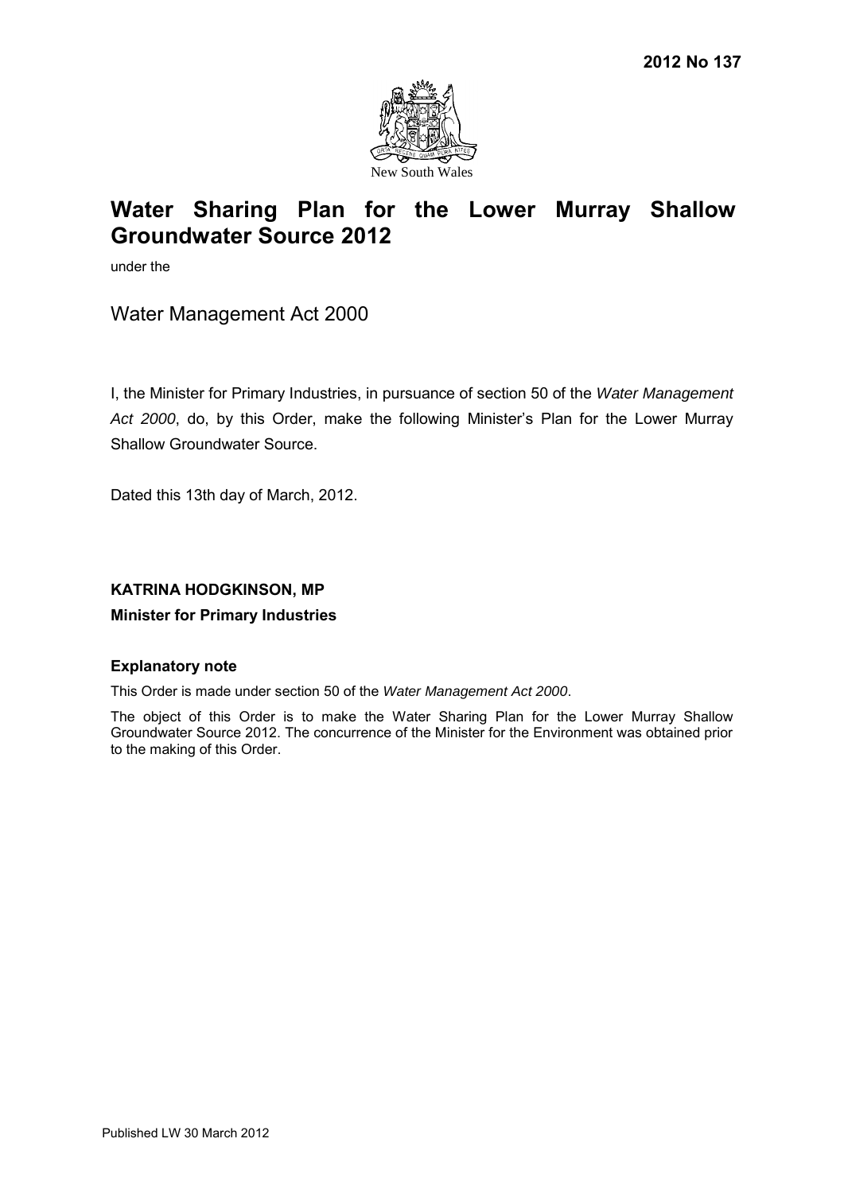**2012 No 137**

New South Wales

# Water Sharing Plan for the Lower Murray Shallow Groundwater Source 2012

under the

## Water Management Act 2000

I, the Minister for Primary Industries, in pursuance of section 50 of the *Water Management Act 2000*, do, by this Order, make the following Minister's Plan for the Lower Murray Shallow Groundwater Source.

Dated this 13th day of March, 2012.

**KATRINA HODGKINSON, MP**

**Minister for Primary Industries**

### Explanatory note

This Order is made under section 50 of the *Water Management Act 2000*.

The object of this Order is to make the Water Sharing Plan for the Lower Murray Shallow Groundwater Source 2012. The concurrence of the Minister for the Environment was obtained prior to the making of this Order.

Published LW 30 March 2012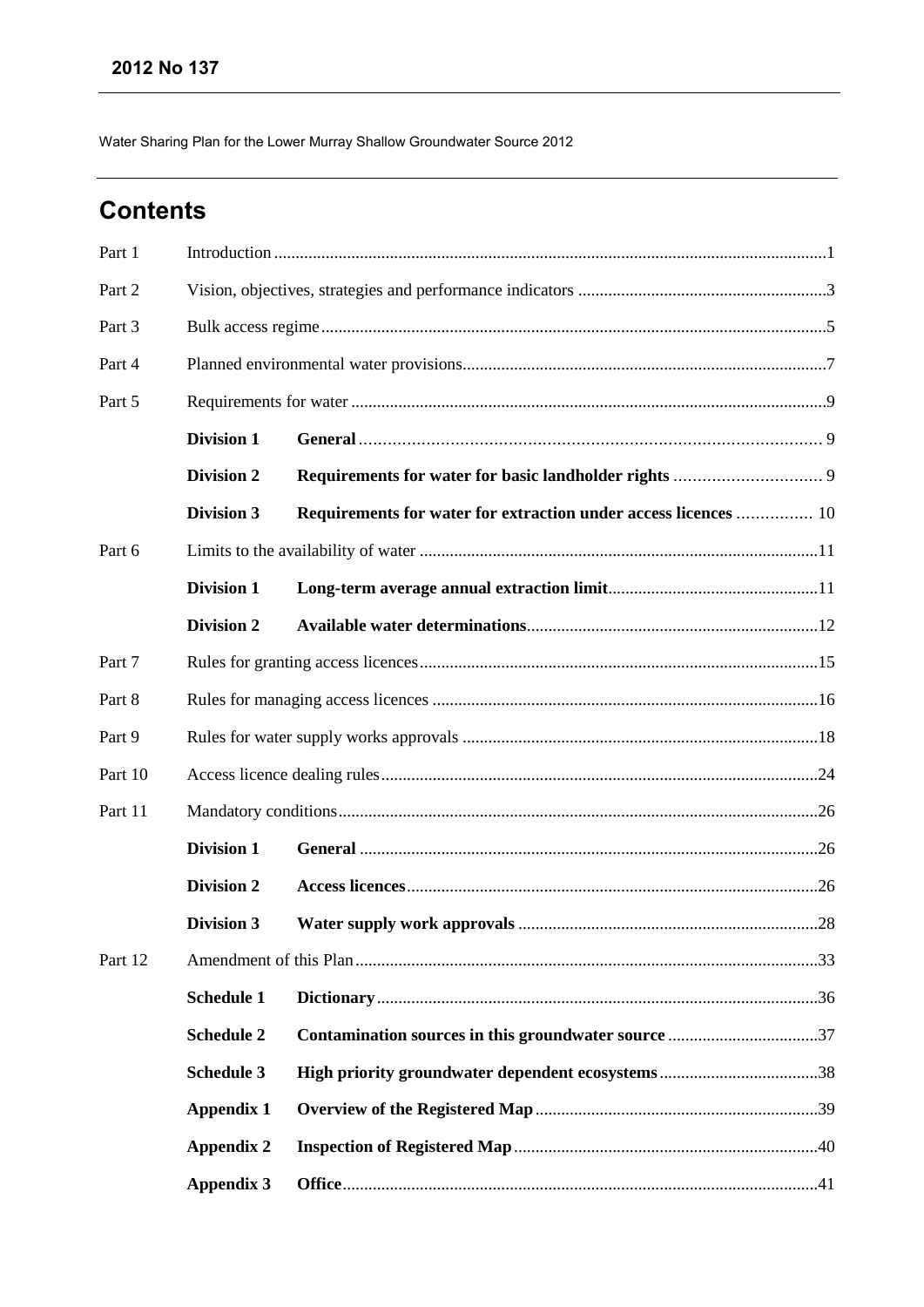**2012 No 137**

Water Sharing Plan for the Lower Murray Shallow Groundwater Source 2012

## Contents

| | | | |
|---|---|---|---|
| Part 1 | Introduction | | 1 |
| Part 2 | Vision, objectives, strategies and performance indicators | | 3 |
| Part 3 | Bulk access regime | | 5 |
| Part 4 | Planned environmental water provisions | | 7 |
| Part 5 | Requirements for water | | 9 |
| | **Division 1** | **General** | 9 |
| | **Division 2** | **Requirements for water for basic landholder rights** | 9 |
| | **Division 3** | **Requirements for water for extraction under access licences** | 10 |
| Part 6 | Limits to the availability of water | | 11 |
| | **Division 1** | **Long-term average annual extraction limit** | 11 |
| | **Division 2** | **Available water determinations** | 12 |
| Part 7 | Rules for granting access licences | | 15 |
| Part 8 | Rules for managing access licences | | 16 |
| Part 9 | Rules for water supply works approvals | | 18 |
| Part 10 | Access licence dealing rules | | 24 |
| Part 11 | Mandatory conditions | | 26 |
| | **Division 1** | **General** | 26 |
| | **Division 2** | **Access licences** | 26 |
| | **Division 3** | **Water supply work approvals** | 28 |
| Part 12 | Amendment of this Plan | | 33 |
| | **Schedule 1** | **Dictionary** | 36 |
| | **Schedule 2** | **Contamination sources in this groundwater source** | 37 |
| | **Schedule 3** | **High priority groundwater dependent ecosystems** | 38 |
| | **Appendix 1** | **Overview of the Registered Map** | 39 |
| | **Appendix 2** | **Inspection of Registered Map** | 40 |
| | **Appendix 3** | **Office** | 41 |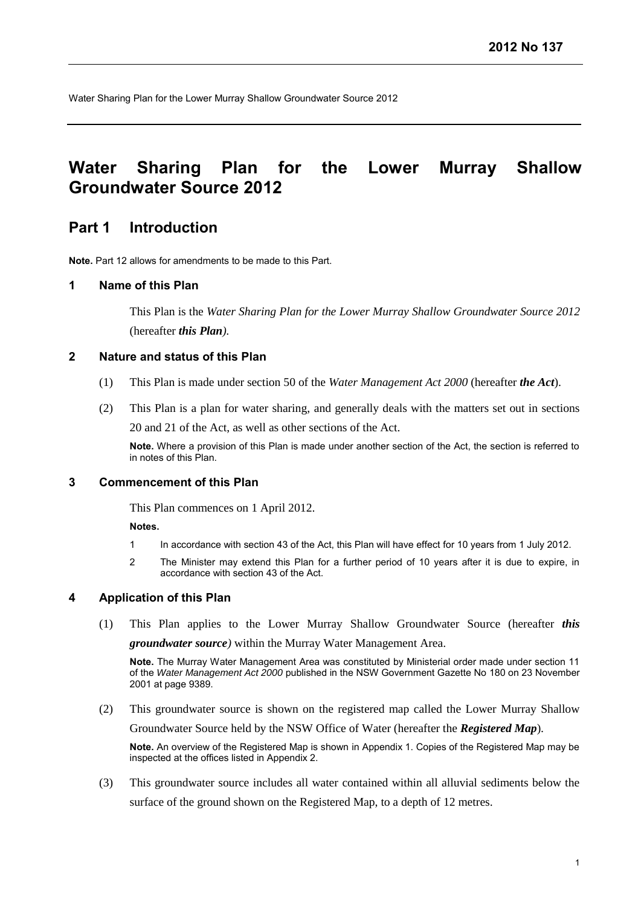# Water Sharing Plan for the Lower Murray Shallow Groundwater Source 2012

## Part 1 Introduction

**Note.** Part 12 allows for amendments to be made to this Part.

### 1 Name of this Plan

This Plan is the *Water Sharing Plan for the Lower Murray Shallow Groundwater Source 2012* (hereafter ***this Plan***).

### 2 Nature and status of this Plan

(1) This Plan is made under section 50 of the *Water Management Act 2000* (hereafter ***the Act***).

(2) This Plan is a plan for water sharing, and generally deals with the matters set out in sections 20 and 21 of the Act, as well as other sections of the Act.

**Note.** Where a provision of this Plan is made under another section of the Act, the section is referred to in notes of this Plan.

### 3 Commencement of this Plan

This Plan commences on 1 April 2012.

**Notes.**

1 In accordance with section 43 of the Act, this Plan will have effect for 10 years from 1 July 2012.

2 The Minister may extend this Plan for a further period of 10 years after it is due to expire, in accordance with section 43 of the Act.

### 4 Application of this Plan

(1) This Plan applies to the Lower Murray Shallow Groundwater Source (hereafter ***this groundwater source***) within the Murray Water Management Area.

**Note.** The Murray Water Management Area was constituted by Ministerial order made under section 11 of the *Water Management Act 2000* published in the NSW Government Gazette No 180 on 23 November 2001 at page 9389.

(2) This groundwater source is shown on the registered map called the Lower Murray Shallow Groundwater Source held by the NSW Office of Water (hereafter the ***Registered Map***).

**Note.** An overview of the Registered Map is shown in Appendix 1. Copies of the Registered Map may be inspected at the offices listed in Appendix 2.

(3) This groundwater source includes all water contained within all alluvial sediments below the surface of the ground shown on the Registered Map, to a depth of 12 metres.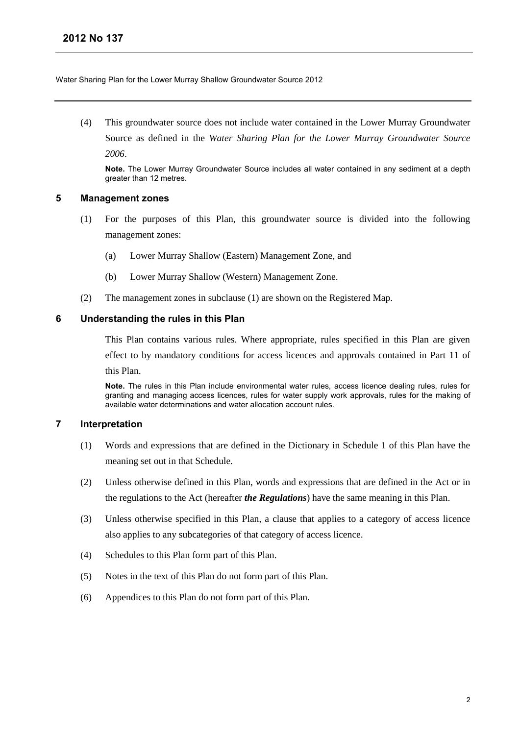(4) This groundwater source does not include water contained in the Lower Murray Groundwater Source as defined in the *Water Sharing Plan for the Lower Murray Groundwater Source 2006*.

**Note.** The Lower Murray Groundwater Source includes all water contained in any sediment at a depth greater than 12 metres.

## 5 Management zones

(1) For the purposes of this Plan, this groundwater source is divided into the following management zones:

(a) Lower Murray Shallow (Eastern) Management Zone, and

(b) Lower Murray Shallow (Western) Management Zone.

(2) The management zones in subclause (1) are shown on the Registered Map.

## 6 Understanding the rules in this Plan

This Plan contains various rules. Where appropriate, rules specified in this Plan are given effect to by mandatory conditions for access licences and approvals contained in Part 11 of this Plan.

**Note.** The rules in this Plan include environmental water rules, access licence dealing rules, rules for granting and managing access licences, rules for water supply work approvals, rules for the making of available water determinations and water allocation account rules.

## 7 Interpretation

(1) Words and expressions that are defined in the Dictionary in Schedule 1 of this Plan have the meaning set out in that Schedule.

(2) Unless otherwise defined in this Plan, words and expressions that are defined in the Act or in the regulations to the Act (hereafter ***the Regulations***) have the same meaning in this Plan.

(3) Unless otherwise specified in this Plan, a clause that applies to a category of access licence also applies to any subcategories of that category of access licence.

(4) Schedules to this Plan form part of this Plan.

(5) Notes in the text of this Plan do not form part of this Plan.

(6) Appendices to this Plan do not form part of this Plan.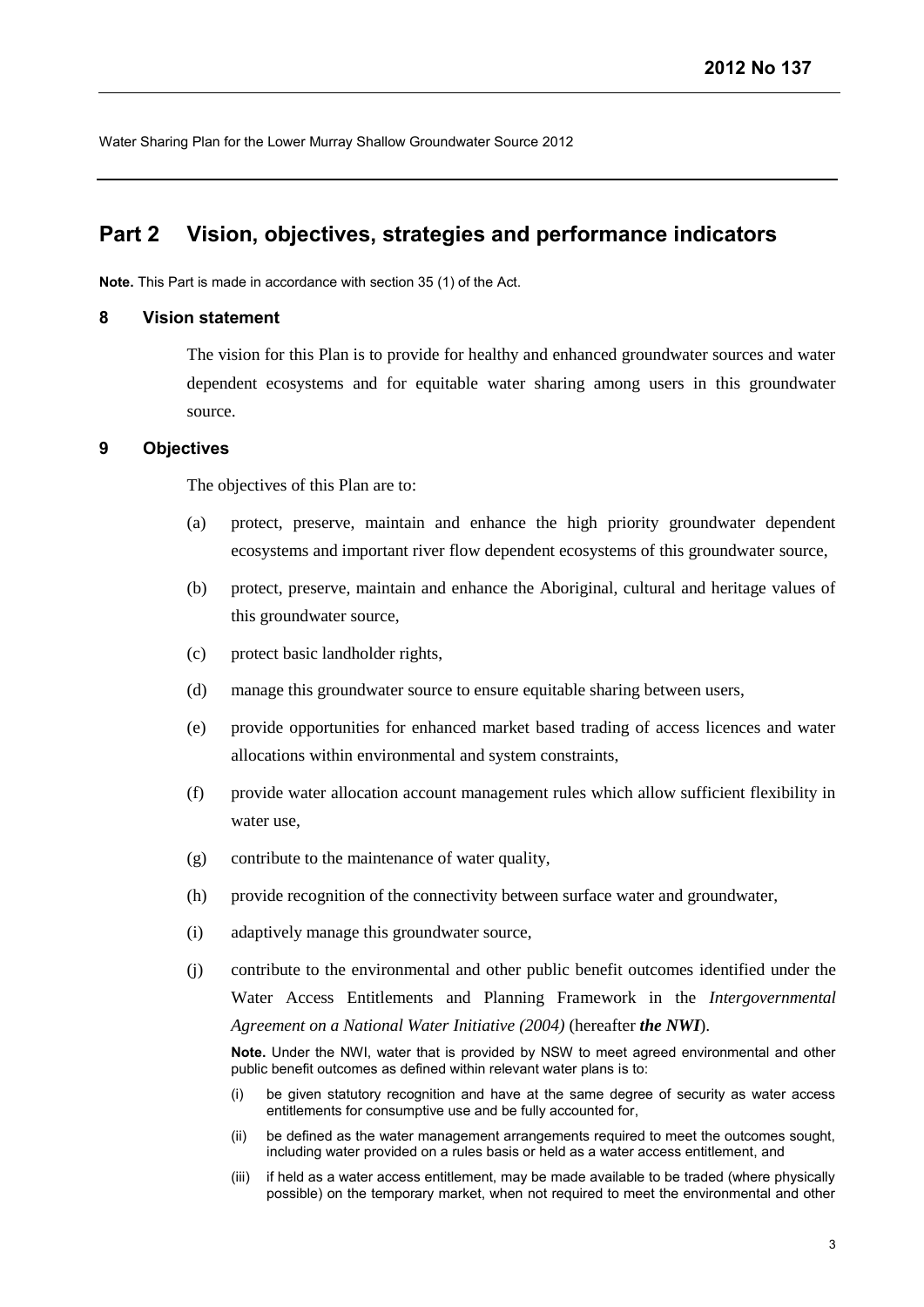## Part 2 Vision, objectives, strategies and performance indicators

**Note.** This Part is made in accordance with section 35 (1) of the Act.

### 8 Vision statement

The vision for this Plan is to provide for healthy and enhanced groundwater sources and water dependent ecosystems and for equitable water sharing among users in this groundwater source.

### 9 Objectives

The objectives of this Plan are to:

(a) protect, preserve, maintain and enhance the high priority groundwater dependent ecosystems and important river flow dependent ecosystems of this groundwater source,

(b) protect, preserve, maintain and enhance the Aboriginal, cultural and heritage values of this groundwater source,

(c) protect basic landholder rights,

(d) manage this groundwater source to ensure equitable sharing between users,

(e) provide opportunities for enhanced market based trading of access licences and water allocations within environmental and system constraints,

(f) provide water allocation account management rules which allow sufficient flexibility in water use,

(g) contribute to the maintenance of water quality,

(h) provide recognition of the connectivity between surface water and groundwater,

(i) adaptively manage this groundwater source,

(j) contribute to the environmental and other public benefit outcomes identified under the Water Access Entitlements and Planning Framework in the *Intergovernmental Agreement on a National Water Initiative (2004)* (hereafter ***the NWI***).

**Note.** Under the NWI, water that is provided by NSW to meet agreed environmental and other public benefit outcomes as defined within relevant water plans is to:

(i) be given statutory recognition and have at the same degree of security as water access entitlements for consumptive use and be fully accounted for,

(ii) be defined as the water management arrangements required to meet the outcomes sought, including water provided on a rules basis or held as a water access entitlement, and

(iii) if held as a water access entitlement, may be made available to be traded (where physically possible) on the temporary market, when not required to meet the environmental and other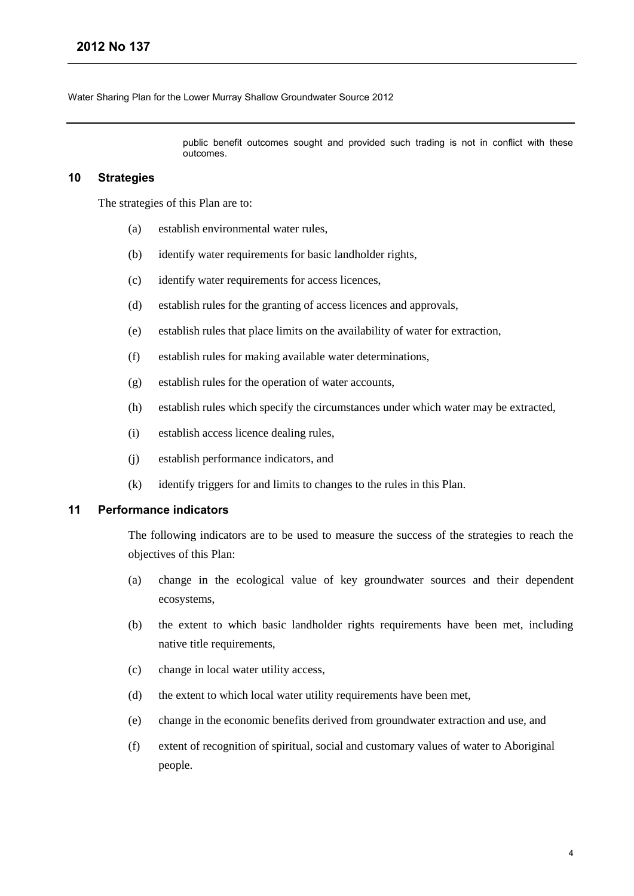public benefit outcomes sought and provided such trading is not in conflict with these outcomes.

## 10 Strategies

The strategies of this Plan are to:

(a) establish environmental water rules,

(b) identify water requirements for basic landholder rights,

(c) identify water requirements for access licences,

(d) establish rules for the granting of access licences and approvals,

(e) establish rules that place limits on the availability of water for extraction,

(f) establish rules for making available water determinations,

(g) establish rules for the operation of water accounts,

(h) establish rules which specify the circumstances under which water may be extracted,

(i) establish access licence dealing rules,

(j) establish performance indicators, and

(k) identify triggers for and limits to changes to the rules in this Plan.

## 11 Performance indicators

The following indicators are to be used to measure the success of the strategies to reach the objectives of this Plan:

(a) change in the ecological value of key groundwater sources and their dependent ecosystems,

(b) the extent to which basic landholder rights requirements have been met, including native title requirements,

(c) change in local water utility access,

(d) the extent to which local water utility requirements have been met,

(e) change in the economic benefits derived from groundwater extraction and use, and

(f) extent of recognition of spiritual, social and customary values of water to Aboriginal people.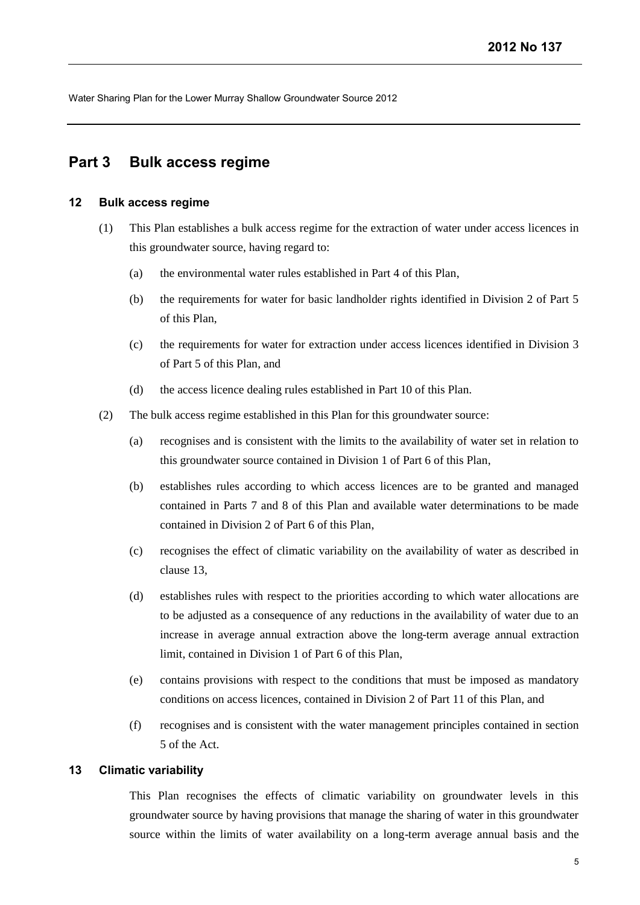## Part 3 Bulk access regime

### 12 Bulk access regime

(1) This Plan establishes a bulk access regime for the extraction of water under access licences in this groundwater source, having regard to:

- (a) the environmental water rules established in Part 4 of this Plan,
- (b) the requirements for water for basic landholder rights identified in Division 2 of Part 5 of this Plan,
- (c) the requirements for water for extraction under access licences identified in Division 3 of Part 5 of this Plan, and
- (d) the access licence dealing rules established in Part 10 of this Plan.

(2) The bulk access regime established in this Plan for this groundwater source:

- (a) recognises and is consistent with the limits to the availability of water set in relation to this groundwater source contained in Division 1 of Part 6 of this Plan,
- (b) establishes rules according to which access licences are to be granted and managed contained in Parts 7 and 8 of this Plan and available water determinations to be made contained in Division 2 of Part 6 of this Plan,
- (c) recognises the effect of climatic variability on the availability of water as described in clause 13,
- (d) establishes rules with respect to the priorities according to which water allocations are to be adjusted as a consequence of any reductions in the availability of water due to an increase in average annual extraction above the long-term average annual extraction limit, contained in Division 1 of Part 6 of this Plan,
- (e) contains provisions with respect to the conditions that must be imposed as mandatory conditions on access licences, contained in Division 2 of Part 11 of this Plan, and
- (f) recognises and is consistent with the water management principles contained in section 5 of the Act.

### 13 Climatic variability

This Plan recognises the effects of climatic variability on groundwater levels in this groundwater source by having provisions that manage the sharing of water in this groundwater source within the limits of water availability on a long-term average annual basis and the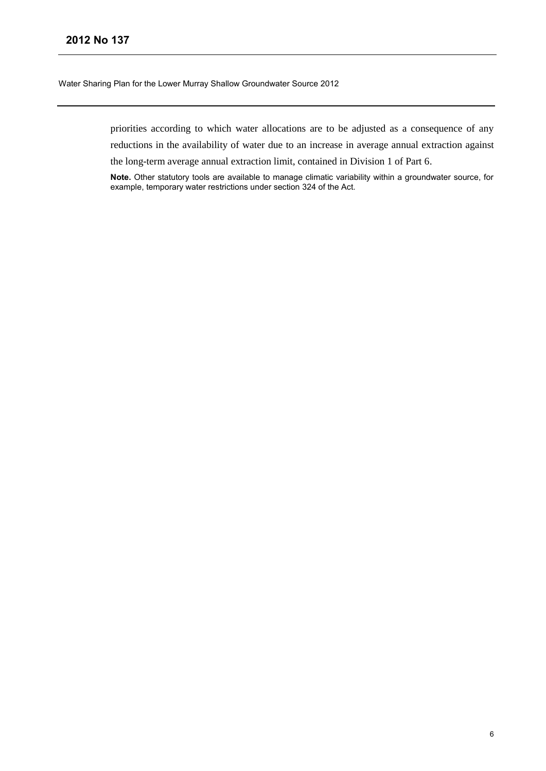priorities according to which water allocations are to be adjusted as a consequence of any reductions in the availability of water due to an increase in average annual extraction against the long-term average annual extraction limit, contained in Division 1 of Part 6.

**Note.** Other statutory tools are available to manage climatic variability within a groundwater source, for example, temporary water restrictions under section 324 of the Act.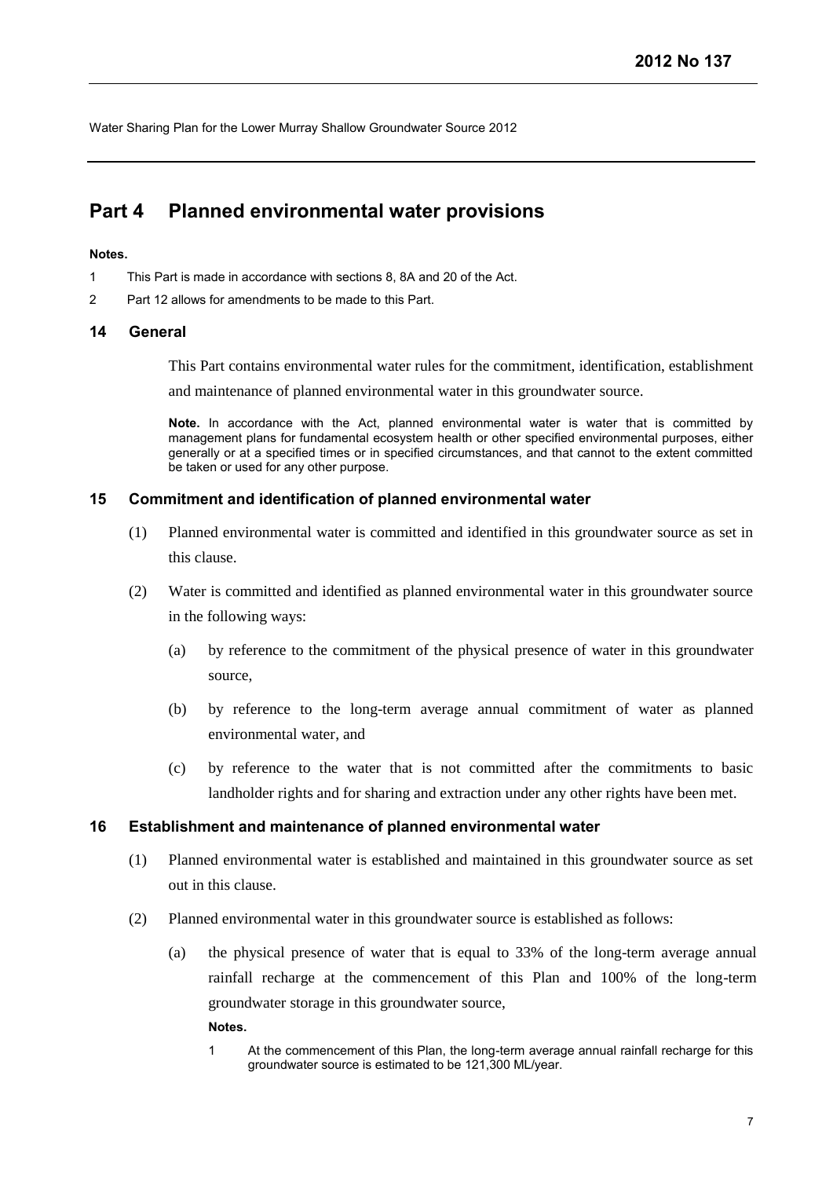# Part 4 Planned environmental water provisions

**Notes.**

1 This Part is made in accordance with sections 8, 8A and 20 of the Act.

2 Part 12 allows for amendments to be made to this Part.

## 14 General

This Part contains environmental water rules for the commitment, identification, establishment and maintenance of planned environmental water in this groundwater source.

**Note.** In accordance with the Act, planned environmental water is water that is committed by management plans for fundamental ecosystem health or other specified environmental purposes, either generally or at a specified times or in specified circumstances, and that cannot to the extent committed be taken or used for any other purpose.

## 15 Commitment and identification of planned environmental water

(1) Planned environmental water is committed and identified in this groundwater source as set in this clause.

(2) Water is committed and identified as planned environmental water in this groundwater source in the following ways:

(a) by reference to the commitment of the physical presence of water in this groundwater source,

(b) by reference to the long-term average annual commitment of water as planned environmental water, and

(c) by reference to the water that is not committed after the commitments to basic landholder rights and for sharing and extraction under any other rights have been met.

## 16 Establishment and maintenance of planned environmental water

(1) Planned environmental water is established and maintained in this groundwater source as set out in this clause.

(2) Planned environmental water in this groundwater source is established as follows:

(a) the physical presence of water that is equal to 33% of the long-term average annual rainfall recharge at the commencement of this Plan and 100% of the long-term groundwater storage in this groundwater source,

**Notes.**

1 At the commencement of this Plan, the long-term average annual rainfall recharge for this groundwater source is estimated to be 121,300 ML/year.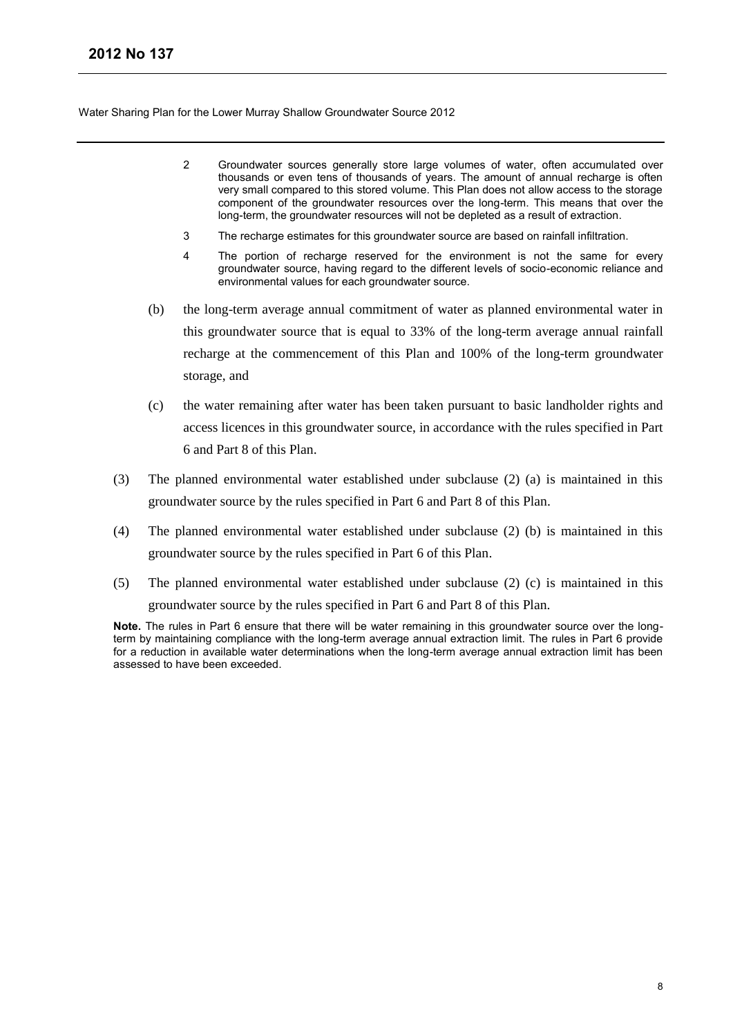2 Groundwater sources generally store large volumes of water, often accumulated over thousands or even tens of thousands of years. The amount of annual recharge is often very small compared to this stored volume. This Plan does not allow access to the storage component of the groundwater resources over the long-term. This means that over the long-term, the groundwater resources will not be depleted as a result of extraction.

3 The recharge estimates for this groundwater source are based on rainfall infiltration.

4 The portion of recharge reserved for the environment is not the same for every groundwater source, having regard to the different levels of socio-economic reliance and environmental values for each groundwater source.

(b) the long-term average annual commitment of water as planned environmental water in this groundwater source that is equal to 33% of the long-term average annual rainfall recharge at the commencement of this Plan and 100% of the long-term groundwater storage, and

(c) the water remaining after water has been taken pursuant to basic landholder rights and access licences in this groundwater source, in accordance with the rules specified in Part 6 and Part 8 of this Plan.

(3) The planned environmental water established under subclause (2) (a) is maintained in this groundwater source by the rules specified in Part 6 and Part 8 of this Plan.

(4) The planned environmental water established under subclause (2) (b) is maintained in this groundwater source by the rules specified in Part 6 of this Plan.

(5) The planned environmental water established under subclause (2) (c) is maintained in this groundwater source by the rules specified in Part 6 and Part 8 of this Plan.

**Note.** The rules in Part 6 ensure that there will be water remaining in this groundwater source over the long-term by maintaining compliance with the long-term average annual extraction limit. The rules in Part 6 provide for a reduction in available water determinations when the long-term average annual extraction limit has been assessed to have been exceeded.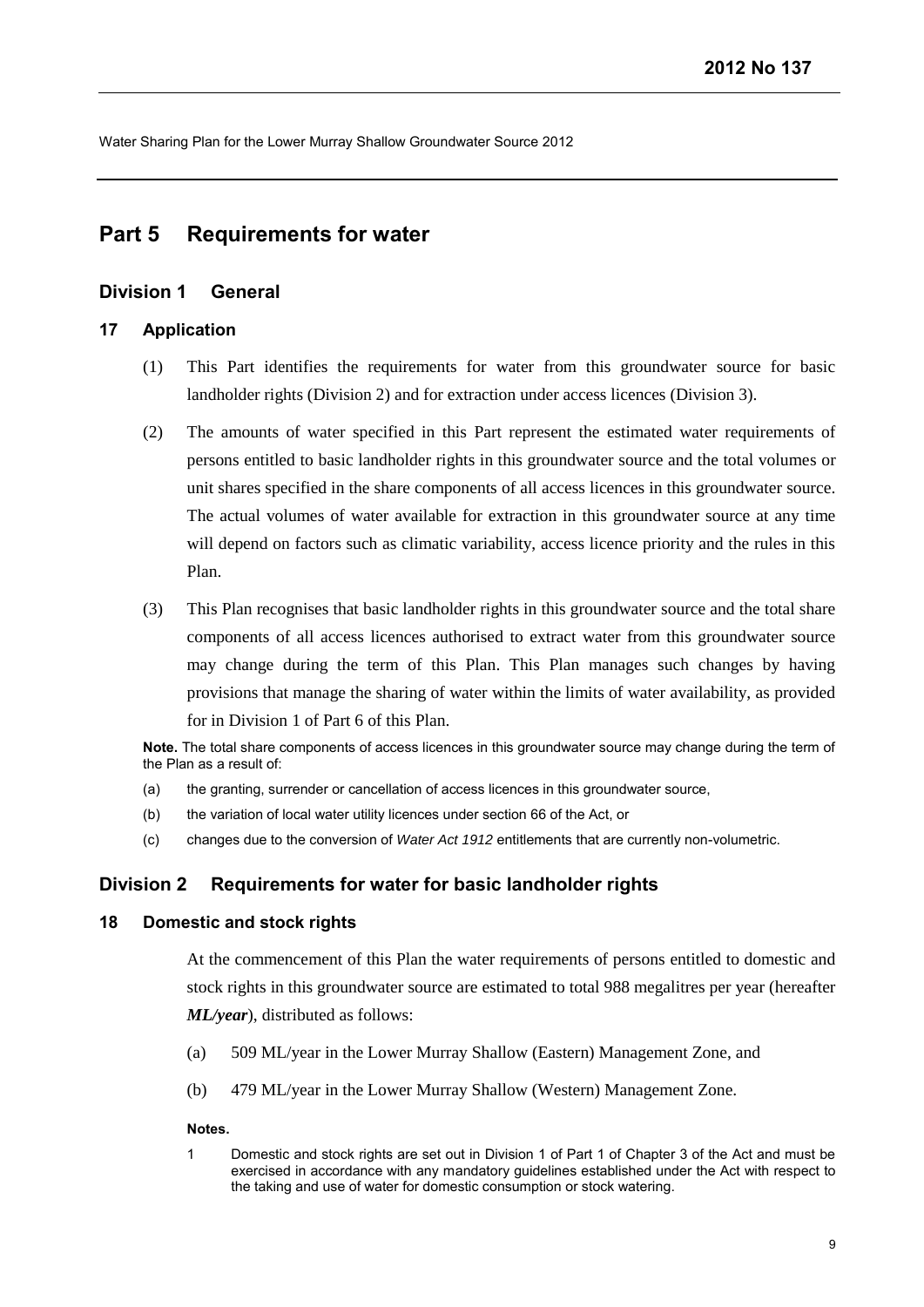# Part 5 Requirements for water

## Division 1 General

### 17 Application

(1) This Part identifies the requirements for water from this groundwater source for basic landholder rights (Division 2) and for extraction under access licences (Division 3).

(2) The amounts of water specified in this Part represent the estimated water requirements of persons entitled to basic landholder rights in this groundwater source and the total volumes or unit shares specified in the share components of all access licences in this groundwater source. The actual volumes of water available for extraction in this groundwater source at any time will depend on factors such as climatic variability, access licence priority and the rules in this Plan.

(3) This Plan recognises that basic landholder rights in this groundwater source and the total share components of all access licences authorised to extract water from this groundwater source may change during the term of this Plan. This Plan manages such changes by having provisions that manage the sharing of water within the limits of water availability, as provided for in Division 1 of Part 6 of this Plan.

**Note.** The total share components of access licences in this groundwater source may change during the term of the Plan as a result of:

(a) the granting, surrender or cancellation of access licences in this groundwater source,

(b) the variation of local water utility licences under section 66 of the Act, or

(c) changes due to the conversion of *Water Act 1912* entitlements that are currently non-volumetric.

## Division 2 Requirements for water for basic landholder rights

### 18 Domestic and stock rights

At the commencement of this Plan the water requirements of persons entitled to domestic and stock rights in this groundwater source are estimated to total 988 megalitres per year (hereafter ***ML/year***), distributed as follows:

(a) 509 ML/year in the Lower Murray Shallow (Eastern) Management Zone, and

(b) 479 ML/year in the Lower Murray Shallow (Western) Management Zone.

**Notes.**

1 Domestic and stock rights are set out in Division 1 of Part 1 of Chapter 3 of the Act and must be exercised in accordance with any mandatory guidelines established under the Act with respect to the taking and use of water for domestic consumption or stock watering.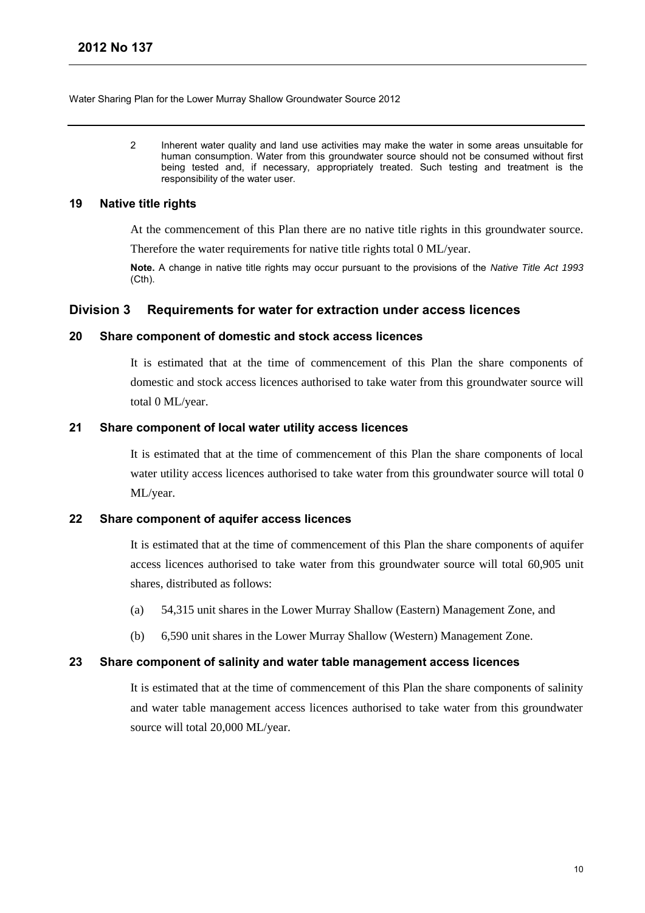2 Inherent water quality and land use activities may make the water in some areas unsuitable for human consumption. Water from this groundwater source should not be consumed without first being tested and, if necessary, appropriately treated. Such testing and treatment is the responsibility of the water user.

### 19 Native title rights

At the commencement of this Plan there are no native title rights in this groundwater source.

Therefore the water requirements for native title rights total 0 ML/year.

**Note.** A change in native title rights may occur pursuant to the provisions of the *Native Title Act 1993* (Cth).

## Division 3 Requirements for water for extraction under access licences

### 20 Share component of domestic and stock access licences

It is estimated that at the time of commencement of this Plan the share components of domestic and stock access licences authorised to take water from this groundwater source will total 0 ML/year.

### 21 Share component of local water utility access licences

It is estimated that at the time of commencement of this Plan the share components of local water utility access licences authorised to take water from this groundwater source will total 0 ML/year.

### 22 Share component of aquifer access licences

It is estimated that at the time of commencement of this Plan the share components of aquifer access licences authorised to take water from this groundwater source will total 60,905 unit shares, distributed as follows:

(a) 54,315 unit shares in the Lower Murray Shallow (Eastern) Management Zone, and

(b) 6,590 unit shares in the Lower Murray Shallow (Western) Management Zone.

### 23 Share component of salinity and water table management access licences

It is estimated that at the time of commencement of this Plan the share components of salinity and water table management access licences authorised to take water from this groundwater source will total 20,000 ML/year.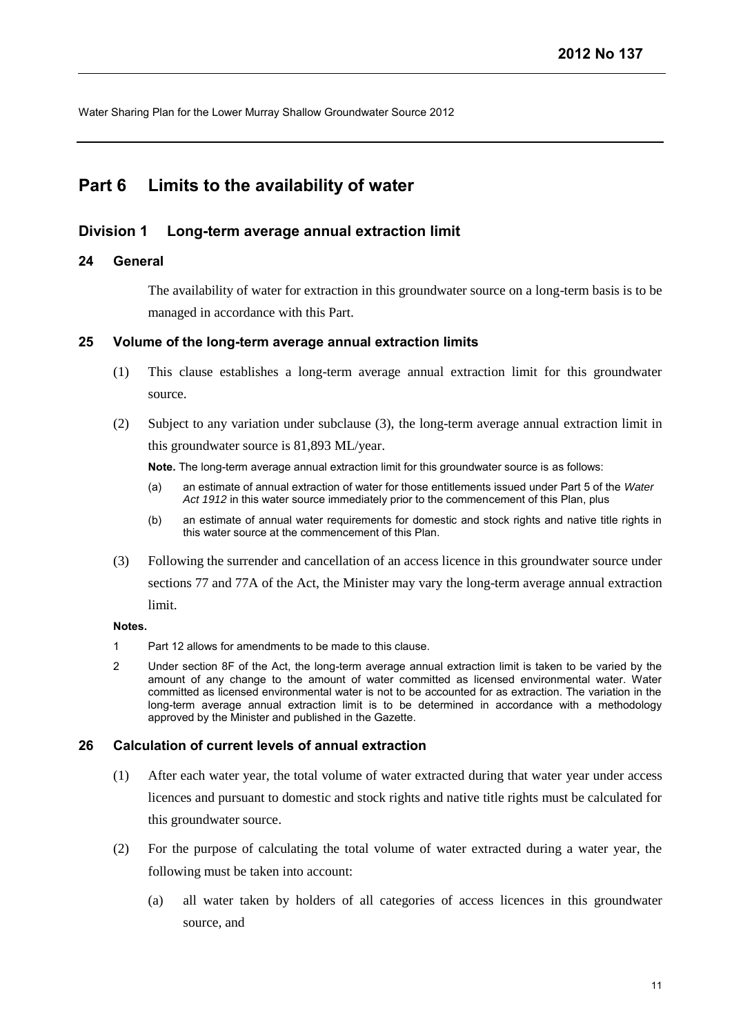# Part 6 Limits to the availability of water

## Division 1 Long-term average annual extraction limit

### 24 General

The availability of water for extraction in this groundwater source on a long-term basis is to be managed in accordance with this Part.

### 25 Volume of the long-term average annual extraction limits

(1) This clause establishes a long-term average annual extraction limit for this groundwater source.

(2) Subject to any variation under subclause (3), the long-term average annual extraction limit in this groundwater source is 81,893 ML/year.

**Note.** The long-term average annual extraction limit for this groundwater source is as follows:

(a) an estimate of annual extraction of water for those entitlements issued under Part 5 of the *Water Act 1912* in this water source immediately prior to the commencement of this Plan, plus

(b) an estimate of annual water requirements for domestic and stock rights and native title rights in this water source at the commencement of this Plan.

(3) Following the surrender and cancellation of an access licence in this groundwater source under sections 77 and 77A of the Act, the Minister may vary the long-term average annual extraction limit.

**Notes.**

1 Part 12 allows for amendments to be made to this clause.

2 Under section 8F of the Act, the long-term average annual extraction limit is taken to be varied by the amount of any change to the amount of water committed as licensed environmental water. Water committed as licensed environmental water is not to be accounted for as extraction. The variation in the long-term average annual extraction limit is to be determined in accordance with a methodology approved by the Minister and published in the Gazette.

### 26 Calculation of current levels of annual extraction

(1) After each water year, the total volume of water extracted during that water year under access licences and pursuant to domestic and stock rights and native title rights must be calculated for this groundwater source.

(2) For the purpose of calculating the total volume of water extracted during a water year, the following must be taken into account:

(a) all water taken by holders of all categories of access licences in this groundwater source, and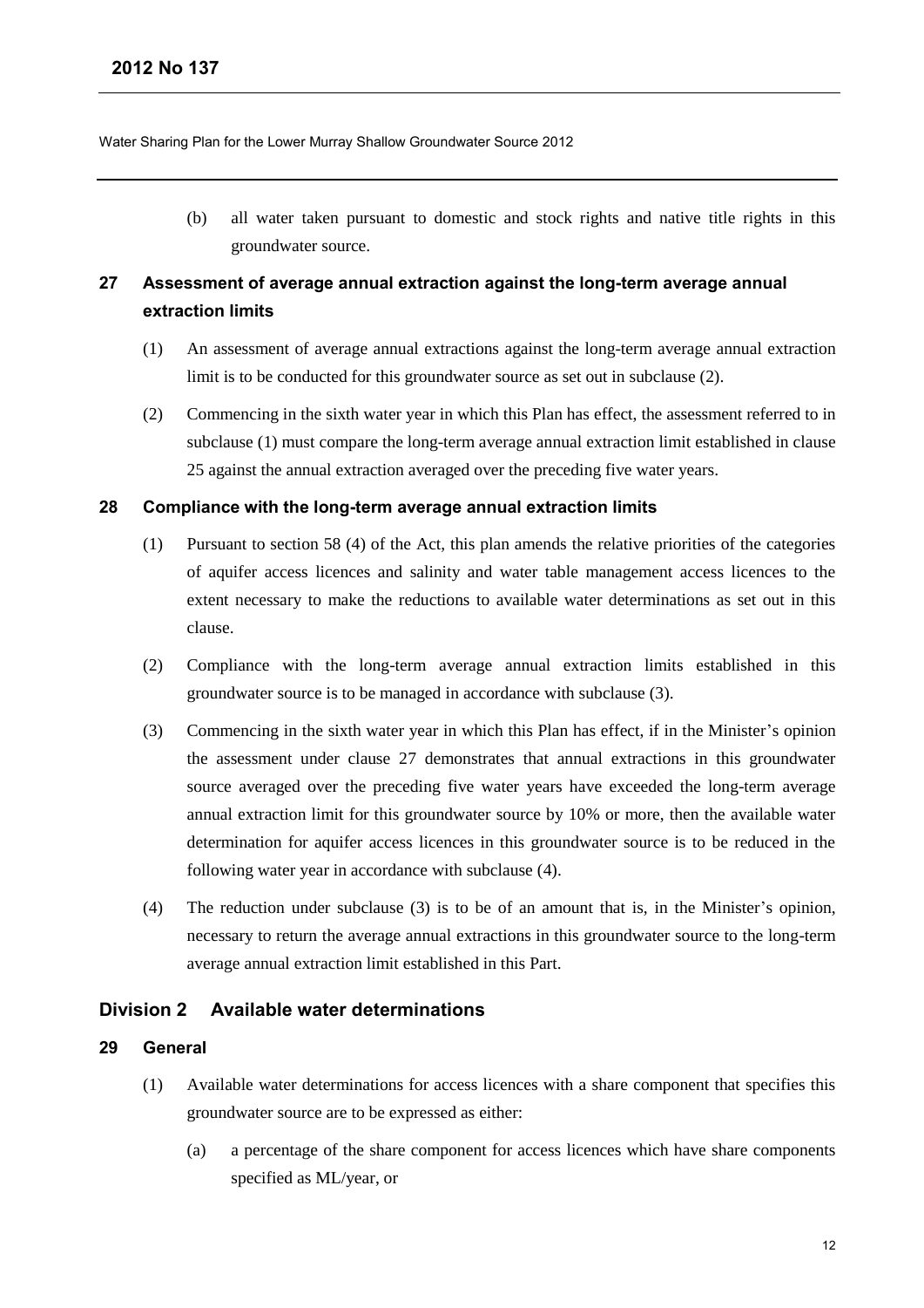(b) all water taken pursuant to domestic and stock rights and native title rights in this groundwater source.

### 27 Assessment of average annual extraction against the long-term average annual extraction limits

(1) An assessment of average annual extractions against the long-term average annual extraction limit is to be conducted for this groundwater source as set out in subclause (2).

(2) Commencing in the sixth water year in which this Plan has effect, the assessment referred to in subclause (1) must compare the long-term average annual extraction limit established in clause 25 against the annual extraction averaged over the preceding five water years.

### 28 Compliance with the long-term average annual extraction limits

(1) Pursuant to section 58 (4) of the Act, this plan amends the relative priorities of the categories of aquifer access licences and salinity and water table management access licences to the extent necessary to make the reductions to available water determinations as set out in this clause.

(2) Compliance with the long-term average annual extraction limits established in this groundwater source is to be managed in accordance with subclause (3).

(3) Commencing in the sixth water year in which this Plan has effect, if in the Minister's opinion the assessment under clause 27 demonstrates that annual extractions in this groundwater source averaged over the preceding five water years have exceeded the long-term average annual extraction limit for this groundwater source by 10% or more, then the available water determination for aquifer access licences in this groundwater source is to be reduced in the following water year in accordance with subclause (4).

(4) The reduction under subclause (3) is to be of an amount that is, in the Minister's opinion, necessary to return the average annual extractions in this groundwater source to the long-term average annual extraction limit established in this Part.

## Division 2 Available water determinations

### 29 General

(1) Available water determinations for access licences with a share component that specifies this groundwater source are to be expressed as either:

(a) a percentage of the share component for access licences which have share components specified as ML/year, or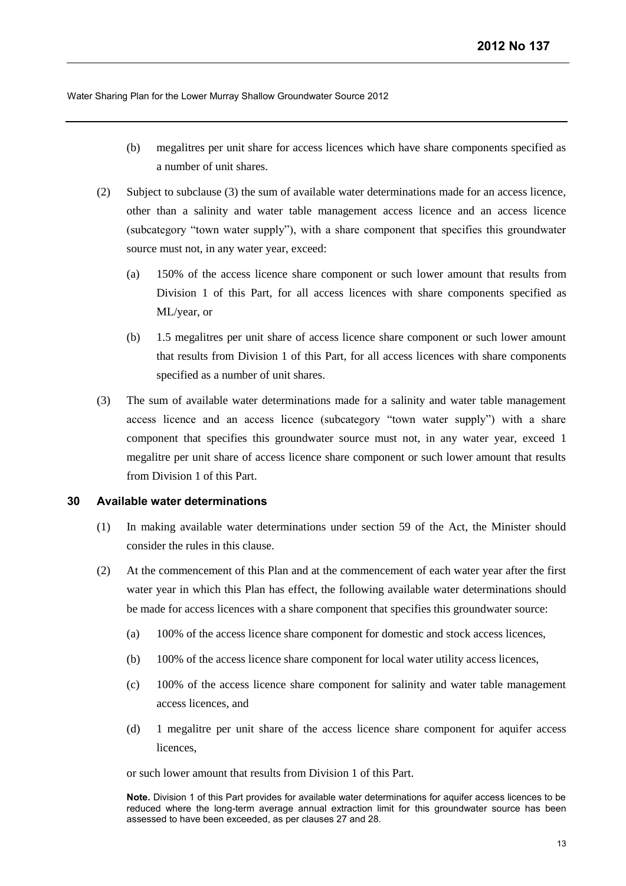(b) megalitres per unit share for access licences which have share components specified as a number of unit shares.

(2) Subject to subclause (3) the sum of available water determinations made for an access licence, other than a salinity and water table management access licence and an access licence (subcategory "town water supply"), with a share component that specifies this groundwater source must not, in any water year, exceed:

(a) 150% of the access licence share component or such lower amount that results from Division 1 of this Part, for all access licences with share components specified as ML/year, or

(b) 1.5 megalitres per unit share of access licence share component or such lower amount that results from Division 1 of this Part, for all access licences with share components specified as a number of unit shares.

(3) The sum of available water determinations made for a salinity and water table management access licence and an access licence (subcategory "town water supply") with a share component that specifies this groundwater source must not, in any water year, exceed 1 megalitre per unit share of access licence share component or such lower amount that results from Division 1 of this Part.

### 30 Available water determinations

(1) In making available water determinations under section 59 of the Act, the Minister should consider the rules in this clause.

(2) At the commencement of this Plan and at the commencement of each water year after the first water year in which this Plan has effect, the following available water determinations should be made for access licences with a share component that specifies this groundwater source:

(a) 100% of the access licence share component for domestic and stock access licences,

(b) 100% of the access licence share component for local water utility access licences,

(c) 100% of the access licence share component for salinity and water table management access licences, and

(d) 1 megalitre per unit share of the access licence share component for aquifer access licences,

or such lower amount that results from Division 1 of this Part.

**Note.** Division 1 of this Part provides for available water determinations for aquifer access licences to be reduced where the long-term average annual extraction limit for this groundwater source has been assessed to have been exceeded, as per clauses 27 and 28.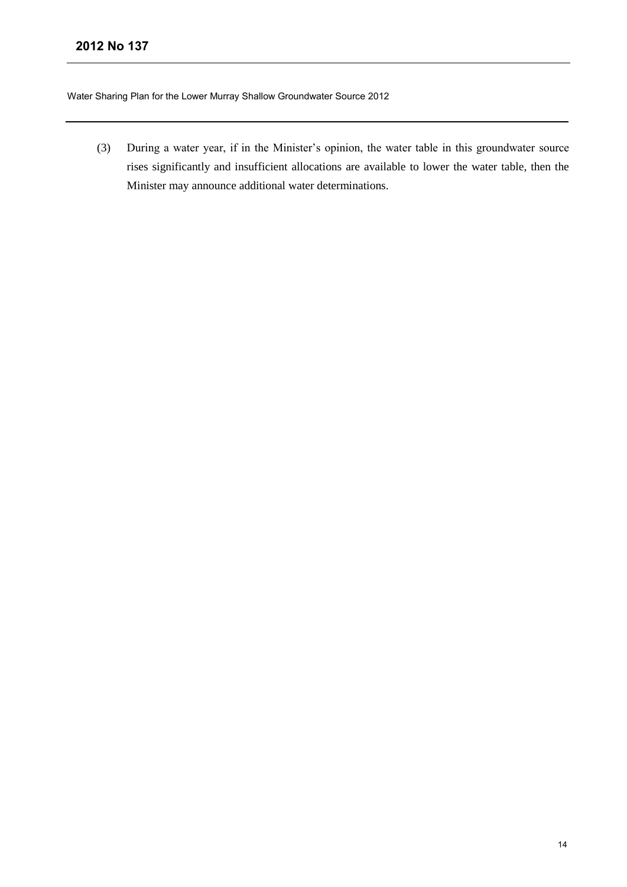(3) During a water year, if in the Minister's opinion, the water table in this groundwater source rises significantly and insufficient allocations are available to lower the water table, then the Minister may announce additional water determinations.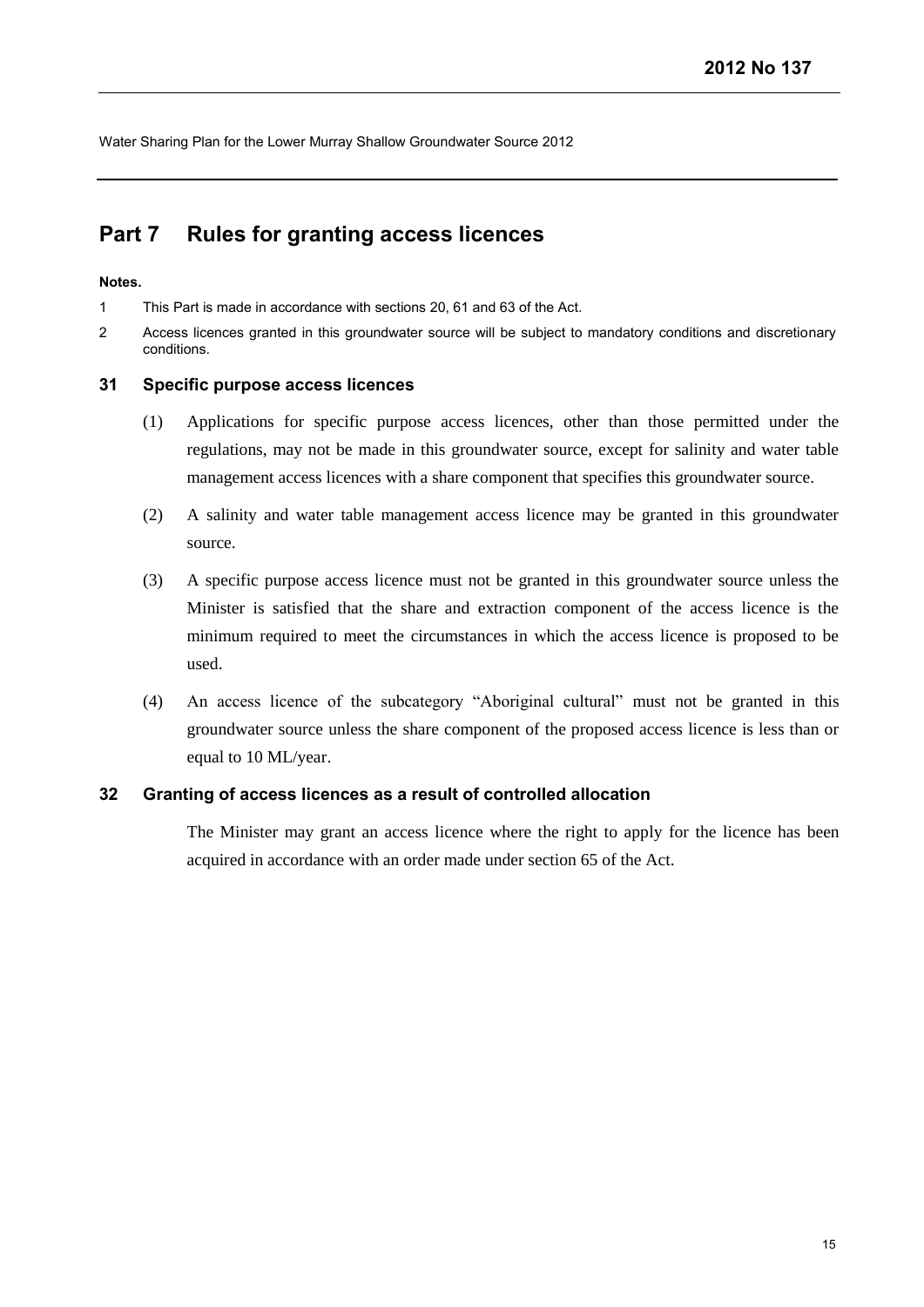# Part 7 Rules for granting access licences

**Notes.**

1 This Part is made in accordance with sections 20, 61 and 63 of the Act.

2 Access licences granted in this groundwater source will be subject to mandatory conditions and discretionary conditions.

### 31 Specific purpose access licences

(1) Applications for specific purpose access licences, other than those permitted under the regulations, may not be made in this groundwater source, except for salinity and water table management access licences with a share component that specifies this groundwater source.

(2) A salinity and water table management access licence may be granted in this groundwater source.

(3) A specific purpose access licence must not be granted in this groundwater source unless the Minister is satisfied that the share and extraction component of the access licence is the minimum required to meet the circumstances in which the access licence is proposed to be used.

(4) An access licence of the subcategory "Aboriginal cultural" must not be granted in this groundwater source unless the share component of the proposed access licence is less than or equal to 10 ML/year.

### 32 Granting of access licences as a result of controlled allocation

The Minister may grant an access licence where the right to apply for the licence has been acquired in accordance with an order made under section 65 of the Act.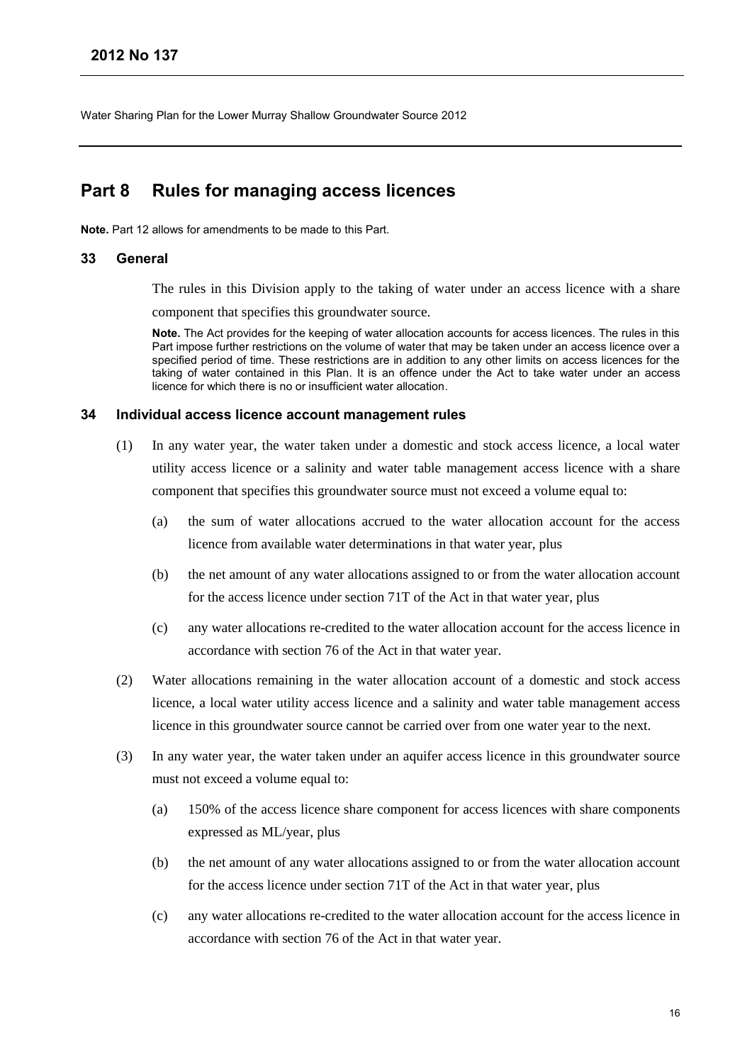# Part 8 Rules for managing access licences

**Note.** Part 12 allows for amendments to be made to this Part.

## 33 General

The rules in this Division apply to the taking of water under an access licence with a share component that specifies this groundwater source.

**Note.** The Act provides for the keeping of water allocation accounts for access licences. The rules in this Part impose further restrictions on the volume of water that may be taken under an access licence over a specified period of time. These restrictions are in addition to any other limits on access licences for the taking of water contained in this Plan. It is an offence under the Act to take water under an access licence for which there is no or insufficient water allocation.

## 34 Individual access licence account management rules

(1) In any water year, the water taken under a domestic and stock access licence, a local water utility access licence or a salinity and water table management access licence with a share component that specifies this groundwater source must not exceed a volume equal to:

(a) the sum of water allocations accrued to the water allocation account for the access licence from available water determinations in that water year, plus

(b) the net amount of any water allocations assigned to or from the water allocation account for the access licence under section 71T of the Act in that water year, plus

(c) any water allocations re-credited to the water allocation account for the access licence in accordance with section 76 of the Act in that water year.

(2) Water allocations remaining in the water allocation account of a domestic and stock access licence, a local water utility access licence and a salinity and water table management access licence in this groundwater source cannot be carried over from one water year to the next.

(3) In any water year, the water taken under an aquifer access licence in this groundwater source must not exceed a volume equal to:

(a) 150% of the access licence share component for access licences with share components expressed as ML/year, plus

(b) the net amount of any water allocations assigned to or from the water allocation account for the access licence under section 71T of the Act in that water year, plus

(c) any water allocations re-credited to the water allocation account for the access licence in accordance with section 76 of the Act in that water year.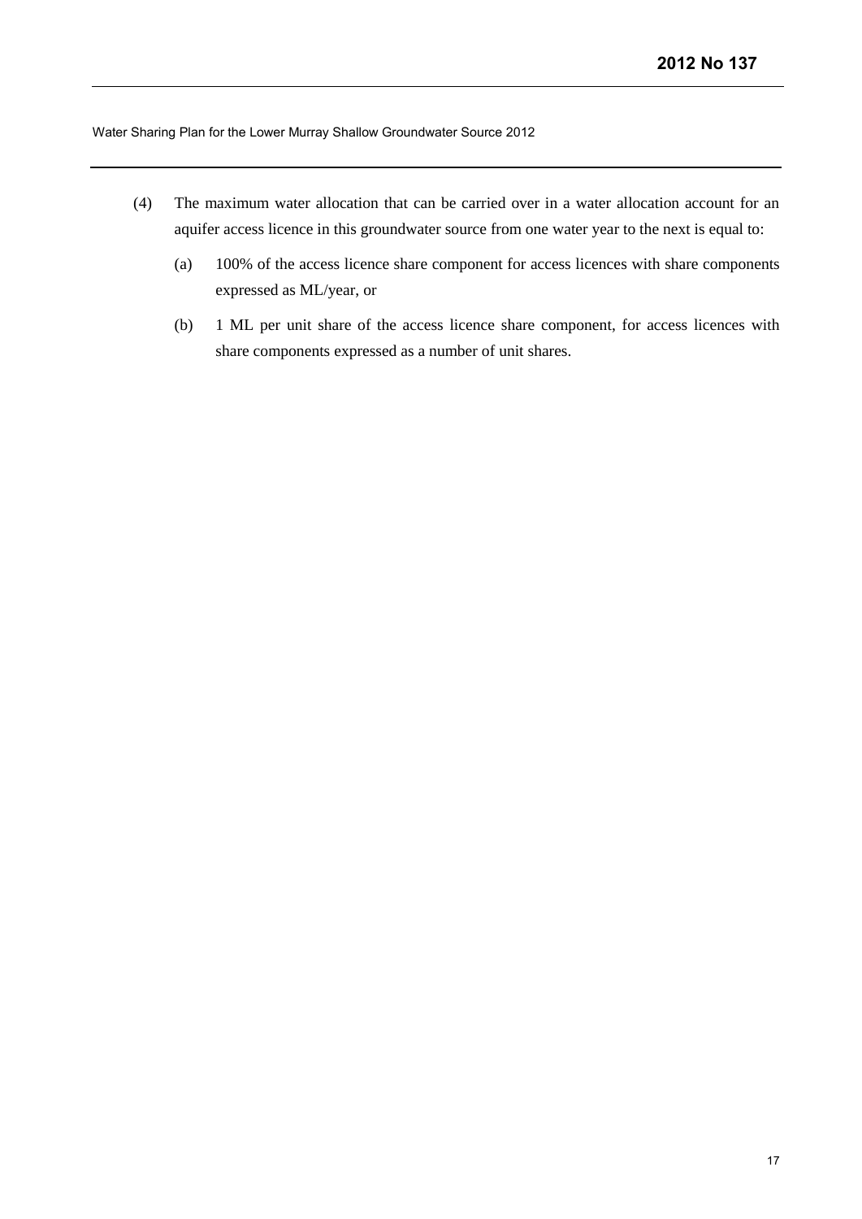(4) The maximum water allocation that can be carried over in a water allocation account for an aquifer access licence in this groundwater source from one water year to the next is equal to:

  (a) 100% of the access licence share component for access licences with share components expressed as ML/year, or

  (b) 1 ML per unit share of the access licence share component, for access licences with share components expressed as a number of unit shares.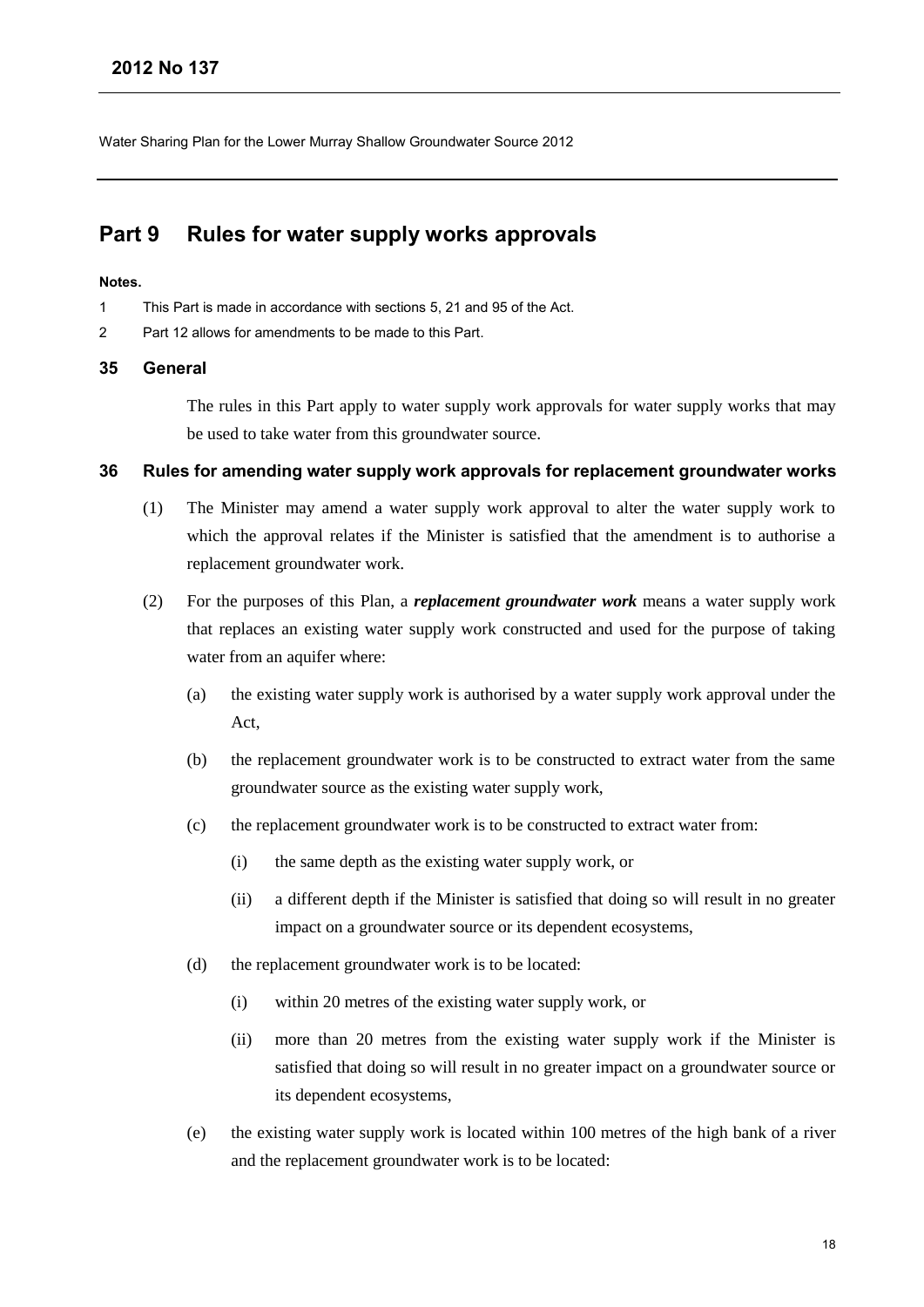# Part 9 Rules for water supply works approvals

**Notes.**

1 This Part is made in accordance with sections 5, 21 and 95 of the Act.

2 Part 12 allows for amendments to be made to this Part.

## 35 General

The rules in this Part apply to water supply work approvals for water supply works that may be used to take water from this groundwater source.

## 36 Rules for amending water supply work approvals for replacement groundwater works

(1) The Minister may amend a water supply work approval to alter the water supply work to which the approval relates if the Minister is satisfied that the amendment is to authorise a replacement groundwater work.

(2) For the purposes of this Plan, a ***replacement groundwater work*** means a water supply work that replaces an existing water supply work constructed and used for the purpose of taking water from an aquifer where:

- (a) the existing water supply work is authorised by a water supply work approval under the Act,
- (b) the replacement groundwater work is to be constructed to extract water from the same groundwater source as the existing water supply work,
- (c) the replacement groundwater work is to be constructed to extract water from:
  - (i) the same depth as the existing water supply work, or
  - (ii) a different depth if the Minister is satisfied that doing so will result in no greater impact on a groundwater source or its dependent ecosystems,
- (d) the replacement groundwater work is to be located:
  - (i) within 20 metres of the existing water supply work, or
  - (ii) more than 20 metres from the existing water supply work if the Minister is satisfied that doing so will result in no greater impact on a groundwater source or its dependent ecosystems,
- (e) the existing water supply work is located within 100 metres of the high bank of a river and the replacement groundwater work is to be located: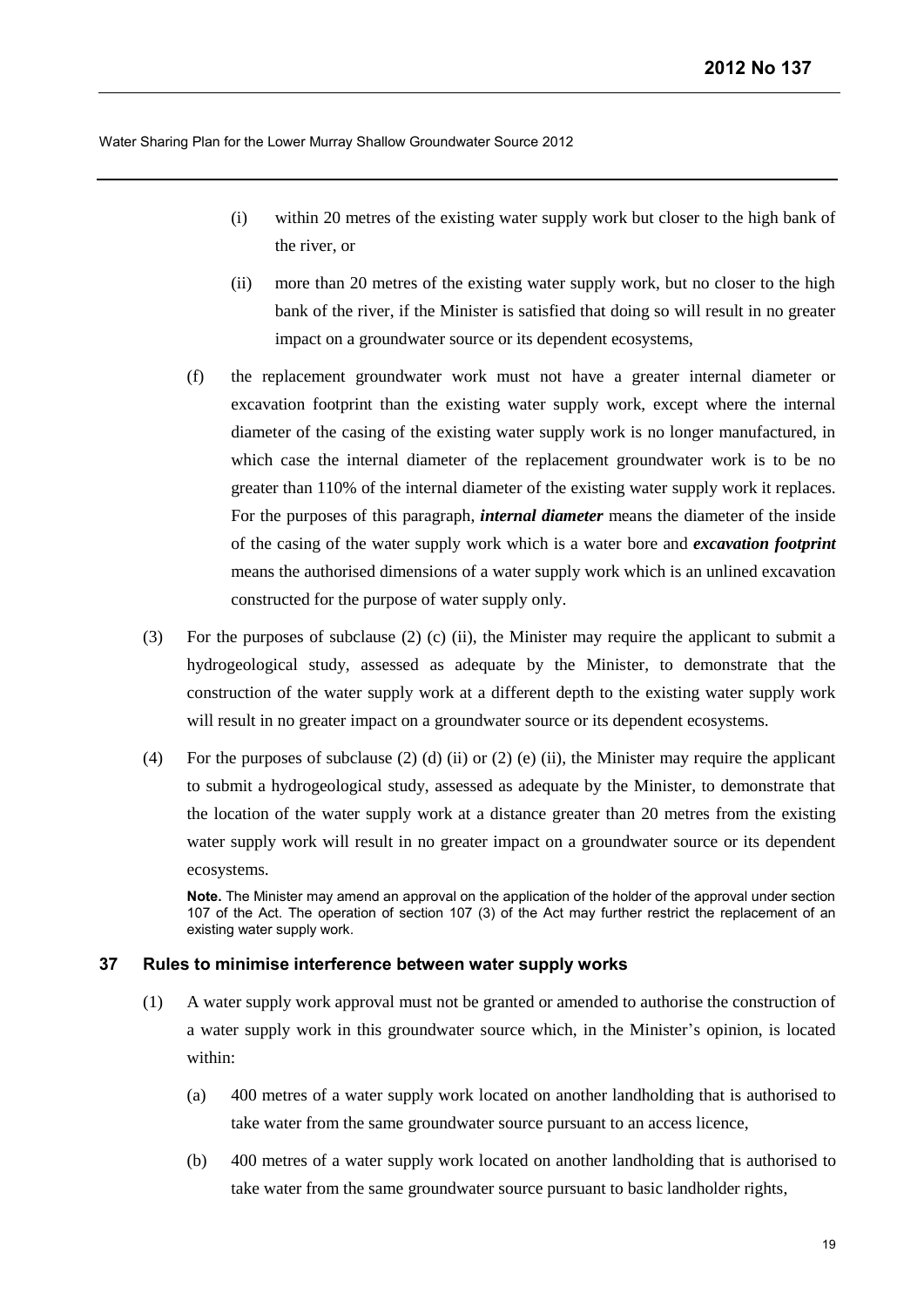(i) within 20 metres of the existing water supply work but closer to the high bank of the river, or

(ii) more than 20 metres of the existing water supply work, but no closer to the high bank of the river, if the Minister is satisfied that doing so will result in no greater impact on a groundwater source or its dependent ecosystems,

(f) the replacement groundwater work must not have a greater internal diameter or excavation footprint than the existing water supply work, except where the internal diameter of the casing of the existing water supply work is no longer manufactured, in which case the internal diameter of the replacement groundwater work is to be no greater than 110% of the internal diameter of the existing water supply work it replaces. For the purposes of this paragraph, ***internal diameter*** means the diameter of the inside of the casing of the water supply work which is a water bore and ***excavation footprint*** means the authorised dimensions of a water supply work which is an unlined excavation constructed for the purpose of water supply only.

(3) For the purposes of subclause (2) (c) (ii), the Minister may require the applicant to submit a hydrogeological study, assessed as adequate by the Minister, to demonstrate that the construction of the water supply work at a different depth to the existing water supply work will result in no greater impact on a groundwater source or its dependent ecosystems.

(4) For the purposes of subclause (2) (d) (ii) or (2) (e) (ii), the Minister may require the applicant to submit a hydrogeological study, assessed as adequate by the Minister, to demonstrate that the location of the water supply work at a distance greater than 20 metres from the existing water supply work will result in no greater impact on a groundwater source or its dependent ecosystems.

**Note.** The Minister may amend an approval on the application of the holder of the approval under section 107 of the Act. The operation of section 107 (3) of the Act may further restrict the replacement of an existing water supply work.

### 37 Rules to minimise interference between water supply works

(1) A water supply work approval must not be granted or amended to authorise the construction of a water supply work in this groundwater source which, in the Minister's opinion, is located within:

(a) 400 metres of a water supply work located on another landholding that is authorised to take water from the same groundwater source pursuant to an access licence,

(b) 400 metres of a water supply work located on another landholding that is authorised to take water from the same groundwater source pursuant to basic landholder rights,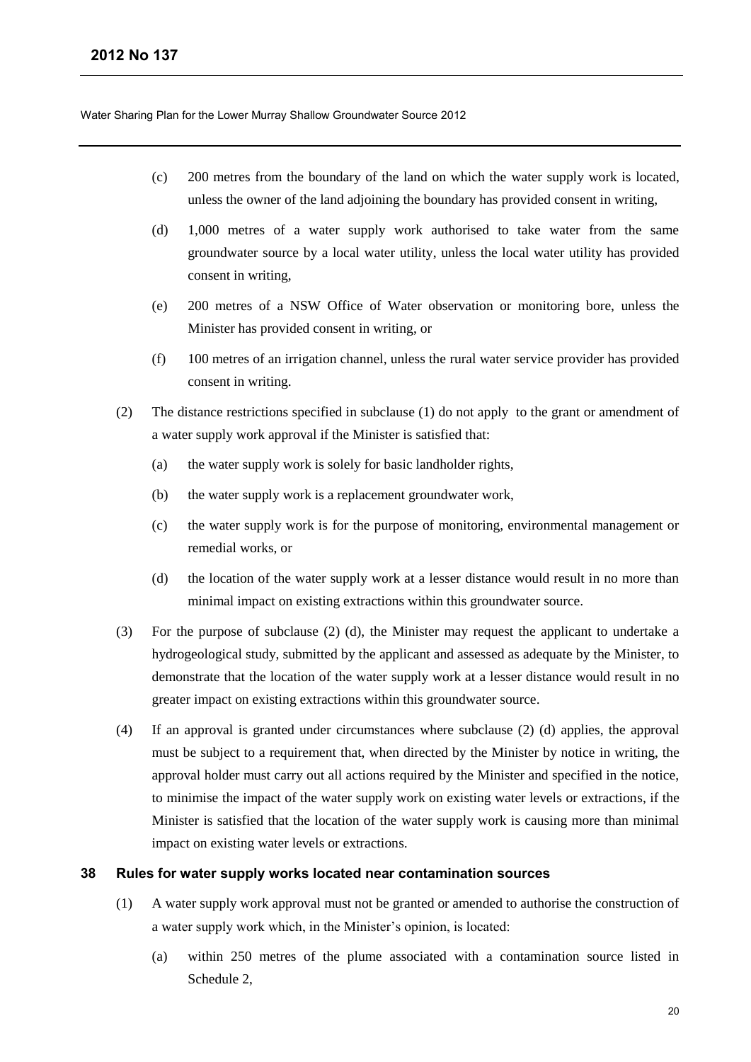(c) 200 metres from the boundary of the land on which the water supply work is located, unless the owner of the land adjoining the boundary has provided consent in writing,

(d) 1,000 metres of a water supply work authorised to take water from the same groundwater source by a local water utility, unless the local water utility has provided consent in writing,

(e) 200 metres of a NSW Office of Water observation or monitoring bore, unless the Minister has provided consent in writing, or

(f) 100 metres of an irrigation channel, unless the rural water service provider has provided consent in writing.

(2) The distance restrictions specified in subclause (1) do not apply to the grant or amendment of a water supply work approval if the Minister is satisfied that:

(a) the water supply work is solely for basic landholder rights,

(b) the water supply work is a replacement groundwater work,

(c) the water supply work is for the purpose of monitoring, environmental management or remedial works, or

(d) the location of the water supply work at a lesser distance would result in no more than minimal impact on existing extractions within this groundwater source.

(3) For the purpose of subclause (2) (d), the Minister may request the applicant to undertake a hydrogeological study, submitted by the applicant and assessed as adequate by the Minister, to demonstrate that the location of the water supply work at a lesser distance would result in no greater impact on existing extractions within this groundwater source.

(4) If an approval is granted under circumstances where subclause (2) (d) applies, the approval must be subject to a requirement that, when directed by the Minister by notice in writing, the approval holder must carry out all actions required by the Minister and specified in the notice, to minimise the impact of the water supply work on existing water levels or extractions, if the Minister is satisfied that the location of the water supply work is causing more than minimal impact on existing water levels or extractions.

### 38 Rules for water supply works located near contamination sources

(1) A water supply work approval must not be granted or amended to authorise the construction of a water supply work which, in the Minister's opinion, is located:

(a) within 250 metres of the plume associated with a contamination source listed in Schedule 2,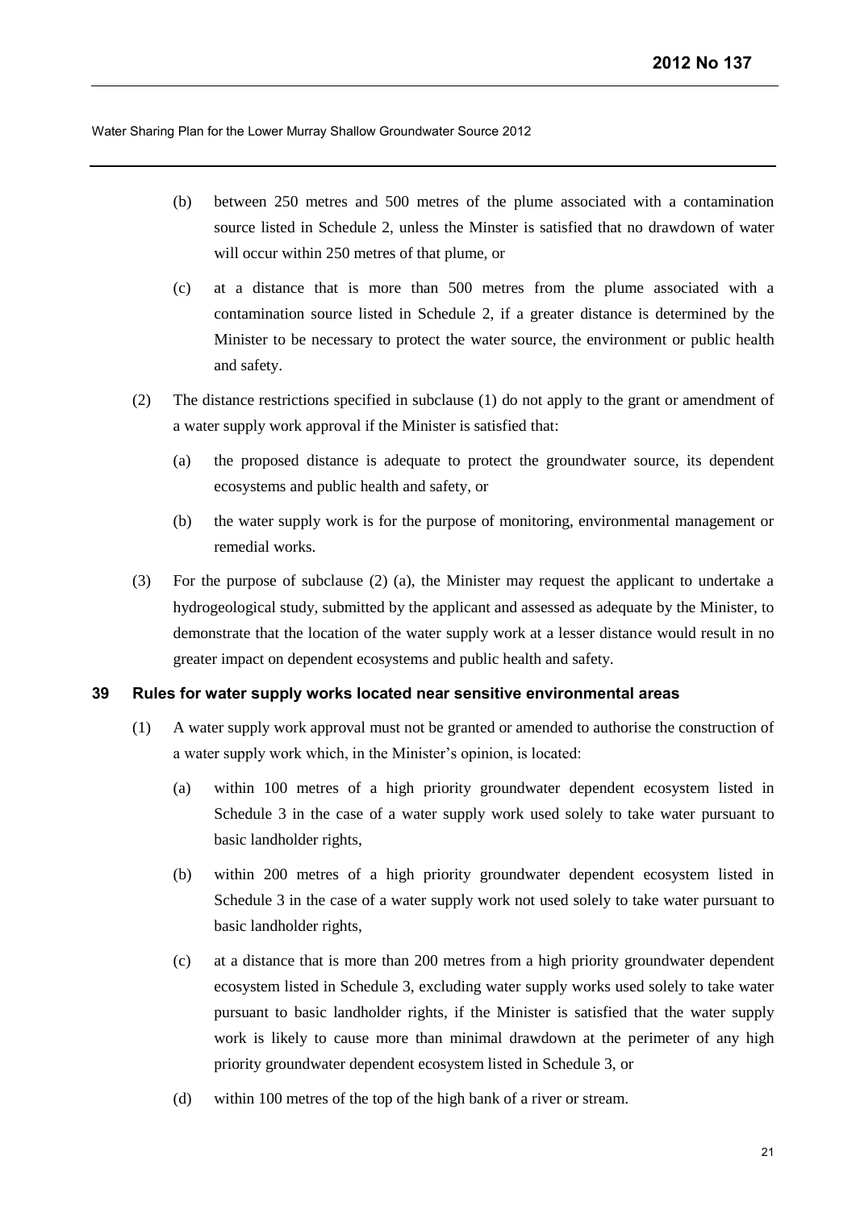(b) between 250 metres and 500 metres of the plume associated with a contamination source listed in Schedule 2, unless the Minster is satisfied that no drawdown of water will occur within 250 metres of that plume, or

(c) at a distance that is more than 500 metres from the plume associated with a contamination source listed in Schedule 2, if a greater distance is determined by the Minister to be necessary to protect the water source, the environment or public health and safety.

(2) The distance restrictions specified in subclause (1) do not apply to the grant or amendment of a water supply work approval if the Minister is satisfied that:

(a) the proposed distance is adequate to protect the groundwater source, its dependent ecosystems and public health and safety, or

(b) the water supply work is for the purpose of monitoring, environmental management or remedial works.

(3) For the purpose of subclause (2) (a), the Minister may request the applicant to undertake a hydrogeological study, submitted by the applicant and assessed as adequate by the Minister, to demonstrate that the location of the water supply work at a lesser distance would result in no greater impact on dependent ecosystems and public health and safety.

### 39 Rules for water supply works located near sensitive environmental areas

(1) A water supply work approval must not be granted or amended to authorise the construction of a water supply work which, in the Minister's opinion, is located:

(a) within 100 metres of a high priority groundwater dependent ecosystem listed in Schedule 3 in the case of a water supply work used solely to take water pursuant to basic landholder rights,

(b) within 200 metres of a high priority groundwater dependent ecosystem listed in Schedule 3 in the case of a water supply work not used solely to take water pursuant to basic landholder rights,

(c) at a distance that is more than 200 metres from a high priority groundwater dependent ecosystem listed in Schedule 3, excluding water supply works used solely to take water pursuant to basic landholder rights, if the Minister is satisfied that the water supply work is likely to cause more than minimal drawdown at the perimeter of any high priority groundwater dependent ecosystem listed in Schedule 3, or

(d) within 100 metres of the top of the high bank of a river or stream.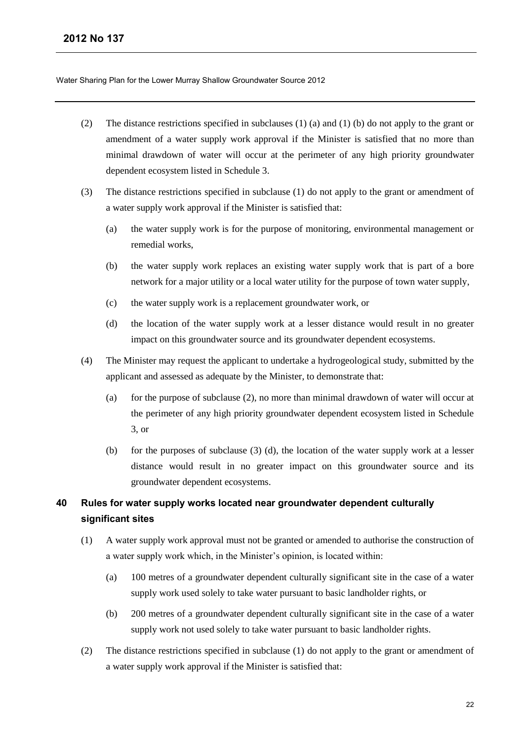(2) The distance restrictions specified in subclauses (1) (a) and (1) (b) do not apply to the grant or amendment of a water supply work approval if the Minister is satisfied that no more than minimal drawdown of water will occur at the perimeter of any high priority groundwater dependent ecosystem listed in Schedule 3.

(3) The distance restrictions specified in subclause (1) do not apply to the grant or amendment of a water supply work approval if the Minister is satisfied that:

(a) the water supply work is for the purpose of monitoring, environmental management or remedial works,

(b) the water supply work replaces an existing water supply work that is part of a bore network for a major utility or a local water utility for the purpose of town water supply,

(c) the water supply work is a replacement groundwater work, or

(d) the location of the water supply work at a lesser distance would result in no greater impact on this groundwater source and its groundwater dependent ecosystems.

(4) The Minister may request the applicant to undertake a hydrogeological study, submitted by the applicant and assessed as adequate by the Minister, to demonstrate that:

(a) for the purpose of subclause (2), no more than minimal drawdown of water will occur at the perimeter of any high priority groundwater dependent ecosystem listed in Schedule 3, or

(b) for the purposes of subclause (3) (d), the location of the water supply work at a lesser distance would result in no greater impact on this groundwater source and its groundwater dependent ecosystems.

## 40 Rules for water supply works located near groundwater dependent culturally significant sites

(1) A water supply work approval must not be granted or amended to authorise the construction of a water supply work which, in the Minister's opinion, is located within:

(a) 100 metres of a groundwater dependent culturally significant site in the case of a water supply work used solely to take water pursuant to basic landholder rights, or

(b) 200 metres of a groundwater dependent culturally significant site in the case of a water supply work not used solely to take water pursuant to basic landholder rights.

(2) The distance restrictions specified in subclause (1) do not apply to the grant or amendment of a water supply work approval if the Minister is satisfied that: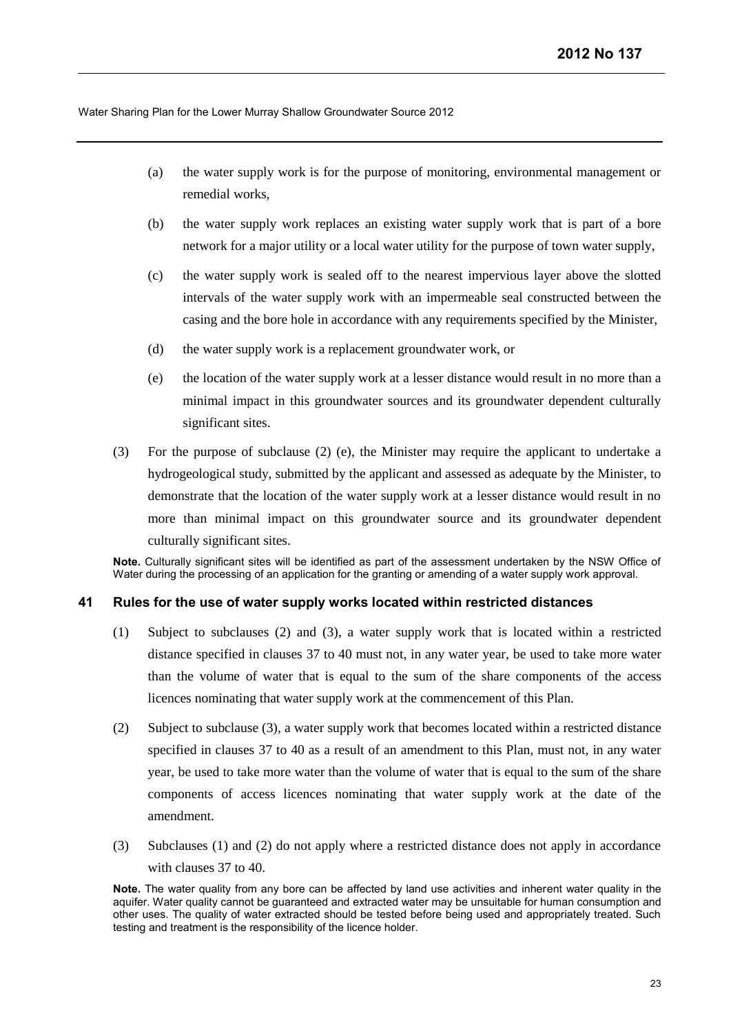(a) the water supply work is for the purpose of monitoring, environmental management or remedial works,

(b) the water supply work replaces an existing water supply work that is part of a bore network for a major utility or a local water utility for the purpose of town water supply,

(c) the water supply work is sealed off to the nearest impervious layer above the slotted intervals of the water supply work with an impermeable seal constructed between the casing and the bore hole in accordance with any requirements specified by the Minister,

(d) the water supply work is a replacement groundwater work, or

(e) the location of the water supply work at a lesser distance would result in no more than a minimal impact in this groundwater sources and its groundwater dependent culturally significant sites.

(3) For the purpose of subclause (2) (e), the Minister may require the applicant to undertake a hydrogeological study, submitted by the applicant and assessed as adequate by the Minister, to demonstrate that the location of the water supply work at a lesser distance would result in no more than minimal impact on this groundwater source and its groundwater dependent culturally significant sites.

**Note.** Culturally significant sites will be identified as part of the assessment undertaken by the NSW Office of Water during the processing of an application for the granting or amending of a water supply work approval.

### 41 Rules for the use of water supply works located within restricted distances

(1) Subject to subclauses (2) and (3), a water supply work that is located within a restricted distance specified in clauses 37 to 40 must not, in any water year, be used to take more water than the volume of water that is equal to the sum of the share components of the access licences nominating that water supply work at the commencement of this Plan.

(2) Subject to subclause (3), a water supply work that becomes located within a restricted distance specified in clauses 37 to 40 as a result of an amendment to this Plan, must not, in any water year, be used to take more water than the volume of water that is equal to the sum of the share components of access licences nominating that water supply work at the date of the amendment.

(3) Subclauses (1) and (2) do not apply where a restricted distance does not apply in accordance with clauses 37 to 40.

**Note.** The water quality from any bore can be affected by land use activities and inherent water quality in the aquifer. Water quality cannot be guaranteed and extracted water may be unsuitable for human consumption and other uses. The quality of water extracted should be tested before being used and appropriately treated. Such testing and treatment is the responsibility of the licence holder.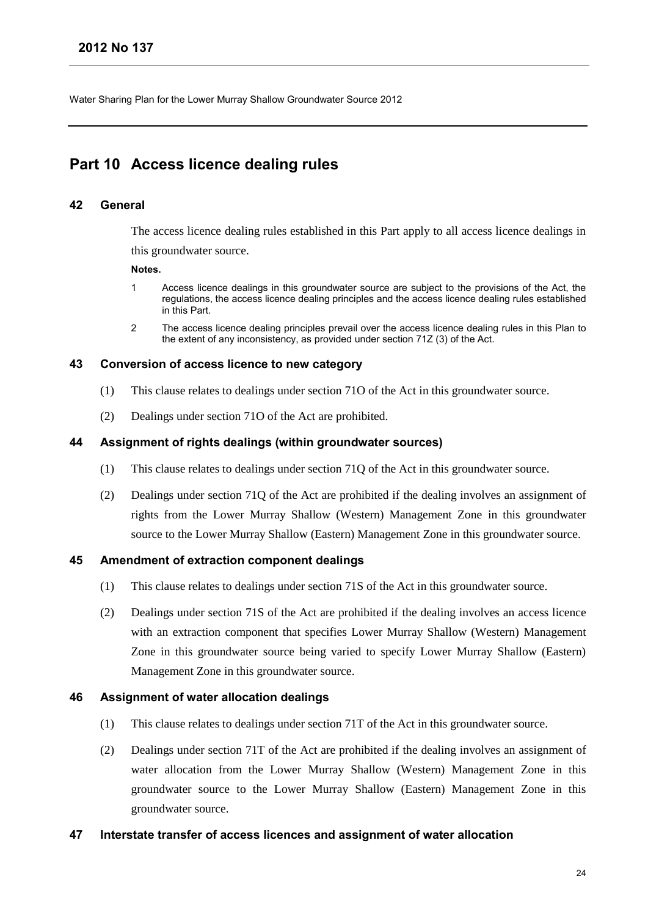# Part 10 Access licence dealing rules

### 42 General

The access licence dealing rules established in this Part apply to all access licence dealings in this groundwater source.

**Notes.**

1 Access licence dealings in this groundwater source are subject to the provisions of the Act, the regulations, the access licence dealing principles and the access licence dealing rules established in this Part.

2 The access licence dealing principles prevail over the access licence dealing rules in this Plan to the extent of any inconsistency, as provided under section 71Z (3) of the Act.

### 43 Conversion of access licence to new category

(1) This clause relates to dealings under section 71O of the Act in this groundwater source.

(2) Dealings under section 71O of the Act are prohibited.

### 44 Assignment of rights dealings (within groundwater sources)

(1) This clause relates to dealings under section 71Q of the Act in this groundwater source.

(2) Dealings under section 71Q of the Act are prohibited if the dealing involves an assignment of rights from the Lower Murray Shallow (Western) Management Zone in this groundwater source to the Lower Murray Shallow (Eastern) Management Zone in this groundwater source.

### 45 Amendment of extraction component dealings

(1) This clause relates to dealings under section 71S of the Act in this groundwater source.

(2) Dealings under section 71S of the Act are prohibited if the dealing involves an access licence with an extraction component that specifies Lower Murray Shallow (Western) Management Zone in this groundwater source being varied to specify Lower Murray Shallow (Eastern) Management Zone in this groundwater source.

### 46 Assignment of water allocation dealings

(1) This clause relates to dealings under section 71T of the Act in this groundwater source.

(2) Dealings under section 71T of the Act are prohibited if the dealing involves an assignment of water allocation from the Lower Murray Shallow (Western) Management Zone in this groundwater source to the Lower Murray Shallow (Eastern) Management Zone in this groundwater source.

### 47 Interstate transfer of access licences and assignment of water allocation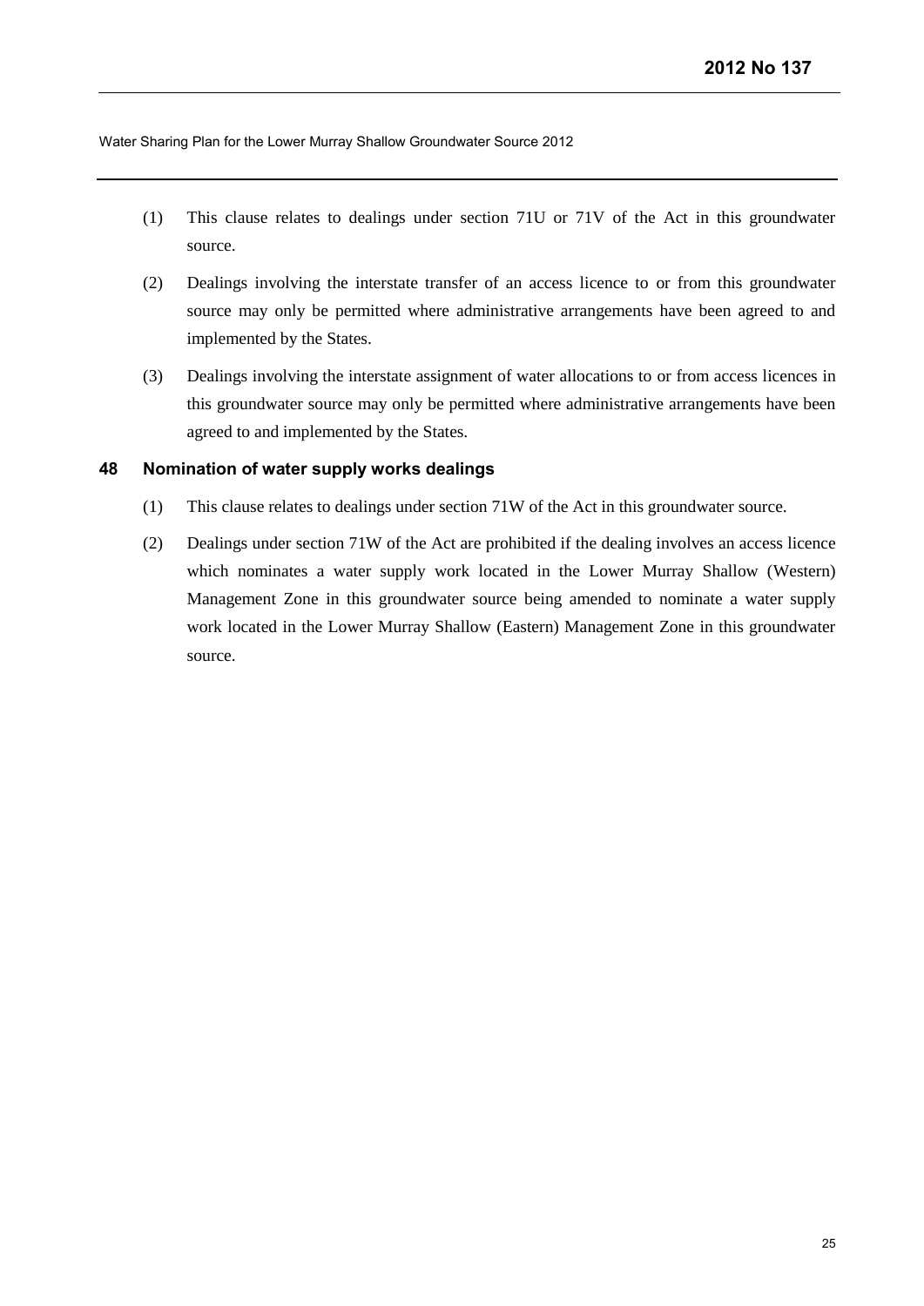(1) This clause relates to dealings under section 71U or 71V of the Act in this groundwater source.

(2) Dealings involving the interstate transfer of an access licence to or from this groundwater source may only be permitted where administrative arrangements have been agreed to and implemented by the States.

(3) Dealings involving the interstate assignment of water allocations to or from access licences in this groundwater source may only be permitted where administrative arrangements have been agreed to and implemented by the States.

### 48 Nomination of water supply works dealings

(1) This clause relates to dealings under section 71W of the Act in this groundwater source.

(2) Dealings under section 71W of the Act are prohibited if the dealing involves an access licence which nominates a water supply work located in the Lower Murray Shallow (Western) Management Zone in this groundwater source being amended to nominate a water supply work located in the Lower Murray Shallow (Eastern) Management Zone in this groundwater source.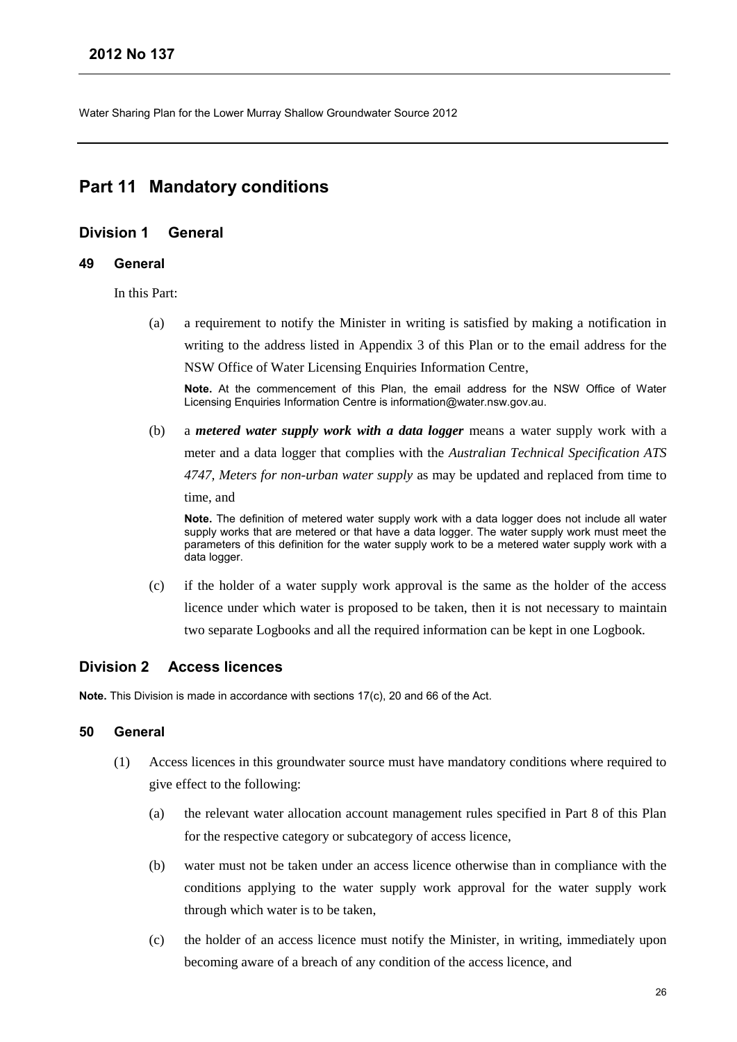# Part 11 Mandatory conditions

## Division 1 General

### 49 General

In this Part:

(a) a requirement to notify the Minister in writing is satisfied by making a notification in writing to the address listed in Appendix 3 of this Plan or to the email address for the NSW Office of Water Licensing Enquiries Information Centre,

**Note.** At the commencement of this Plan, the email address for the NSW Office of Water Licensing Enquiries Information Centre is information@water.nsw.gov.au.

(b) a ***metered water supply work with a data logger*** means a water supply work with a meter and a data logger that complies with the *Australian Technical Specification ATS 4747, Meters for non-urban water supply* as may be updated and replaced from time to time, and

**Note.** The definition of metered water supply work with a data logger does not include all water supply works that are metered or that have a data logger. The water supply work must meet the parameters of this definition for the water supply work to be a metered water supply work with a data logger.

(c) if the holder of a water supply work approval is the same as the holder of the access licence under which water is proposed to be taken, then it is not necessary to maintain two separate Logbooks and all the required information can be kept in one Logbook.

## Division 2 Access licences

**Note.** This Division is made in accordance with sections 17(c), 20 and 66 of the Act.

### 50 General

(1) Access licences in this groundwater source must have mandatory conditions where required to give effect to the following:

(a) the relevant water allocation account management rules specified in Part 8 of this Plan for the respective category or subcategory of access licence,

(b) water must not be taken under an access licence otherwise than in compliance with the conditions applying to the water supply work approval for the water supply work through which water is to be taken,

(c) the holder of an access licence must notify the Minister, in writing, immediately upon becoming aware of a breach of any condition of the access licence, and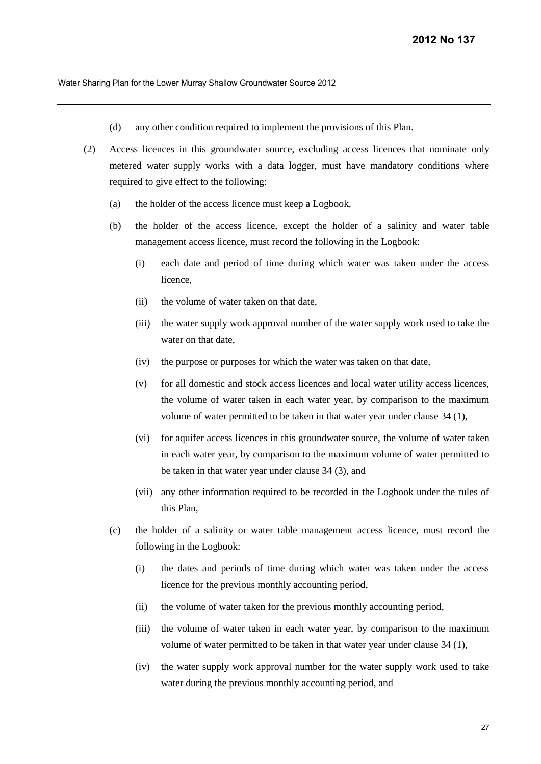(d) any other condition required to implement the provisions of this Plan.

(2) Access licences in this groundwater source, excluding access licences that nominate only metered water supply works with a data logger, must have mandatory conditions where required to give effect to the following:

(a) the holder of the access licence must keep a Logbook,

(b) the holder of the access licence, except the holder of a salinity and water table management access licence, must record the following in the Logbook:

(i) each date and period of time during which water was taken under the access licence,

(ii) the volume of water taken on that date,

(iii) the water supply work approval number of the water supply work used to take the water on that date,

(iv) the purpose or purposes for which the water was taken on that date,

(v) for all domestic and stock access licences and local water utility access licences, the volume of water taken in each water year, by comparison to the maximum volume of water permitted to be taken in that water year under clause 34 (1),

(vi) for aquifer access licences in this groundwater source, the volume of water taken in each water year, by comparison to the maximum volume of water permitted to be taken in that water year under clause 34 (3), and

(vii) any other information required to be recorded in the Logbook under the rules of this Plan,

(c) the holder of a salinity or water table management access licence, must record the following in the Logbook:

(i) the dates and periods of time during which water was taken under the access licence for the previous monthly accounting period,

(ii) the volume of water taken for the previous monthly accounting period,

(iii) the volume of water taken in each water year, by comparison to the maximum volume of water permitted to be taken in that water year under clause 34 (1),

(iv) the water supply work approval number for the water supply work used to take water during the previous monthly accounting period, and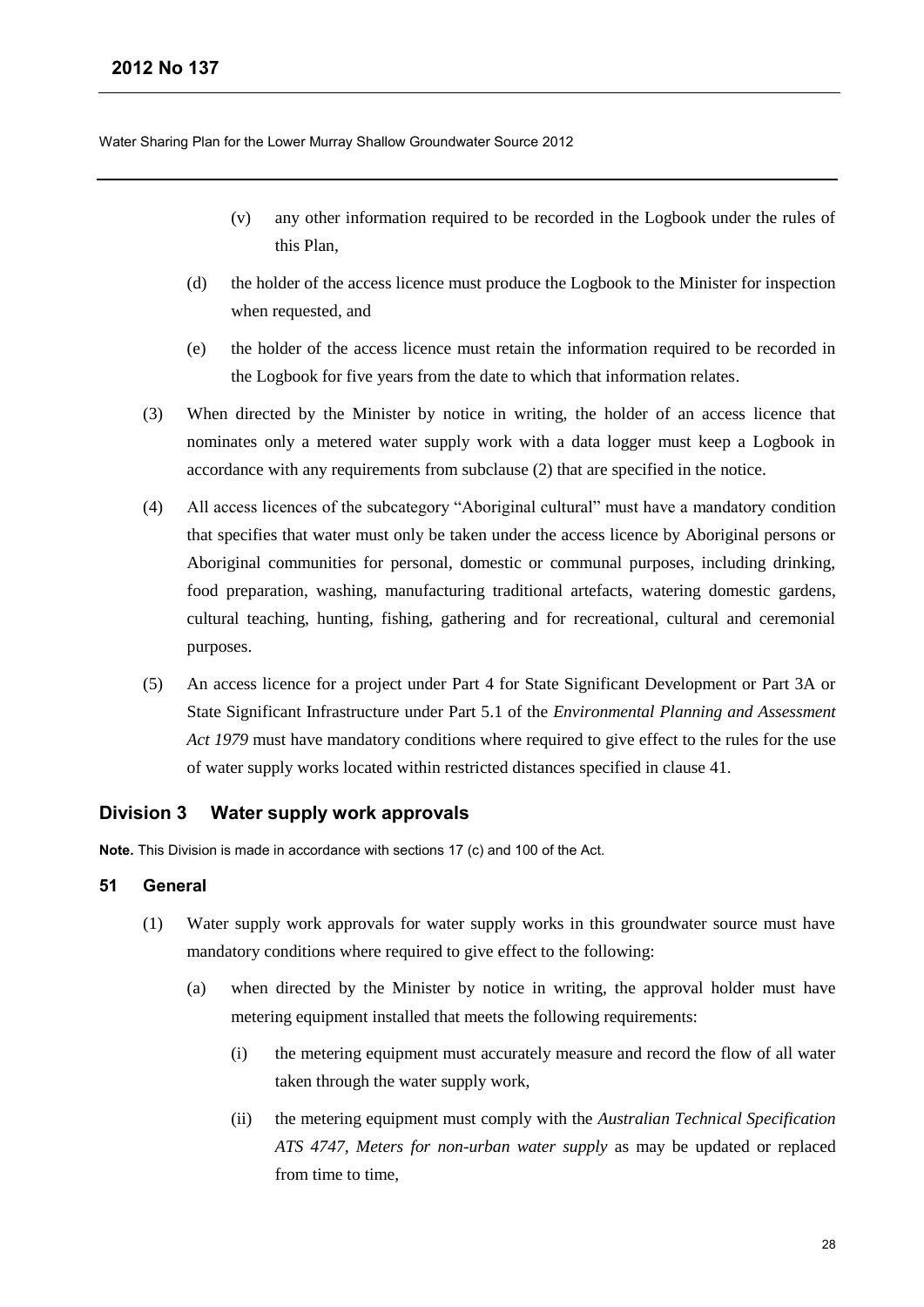(v) any other information required to be recorded in the Logbook under the rules of this Plan,

(d) the holder of the access licence must produce the Logbook to the Minister for inspection when requested, and

(e) the holder of the access licence must retain the information required to be recorded in the Logbook for five years from the date to which that information relates.

(3) When directed by the Minister by notice in writing, the holder of an access licence that nominates only a metered water supply work with a data logger must keep a Logbook in accordance with any requirements from subclause (2) that are specified in the notice.

(4) All access licences of the subcategory "Aboriginal cultural" must have a mandatory condition that specifies that water must only be taken under the access licence by Aboriginal persons or Aboriginal communities for personal, domestic or communal purposes, including drinking, food preparation, washing, manufacturing traditional artefacts, watering domestic gardens, cultural teaching, hunting, fishing, gathering and for recreational, cultural and ceremonial purposes.

(5) An access licence for a project under Part 4 for State Significant Development or Part 3A or State Significant Infrastructure under Part 5.1 of the *Environmental Planning and Assessment Act 1979* must have mandatory conditions where required to give effect to the rules for the use of water supply works located within restricted distances specified in clause 41.

## Division 3 Water supply work approvals

**Note.** This Division is made in accordance with sections 17 (c) and 100 of the Act.

### 51 General

(1) Water supply work approvals for water supply works in this groundwater source must have mandatory conditions where required to give effect to the following:

(a) when directed by the Minister by notice in writing, the approval holder must have metering equipment installed that meets the following requirements:

(i) the metering equipment must accurately measure and record the flow of all water taken through the water supply work,

(ii) the metering equipment must comply with the *Australian Technical Specification ATS 4747, Meters for non-urban water supply* as may be updated or replaced from time to time,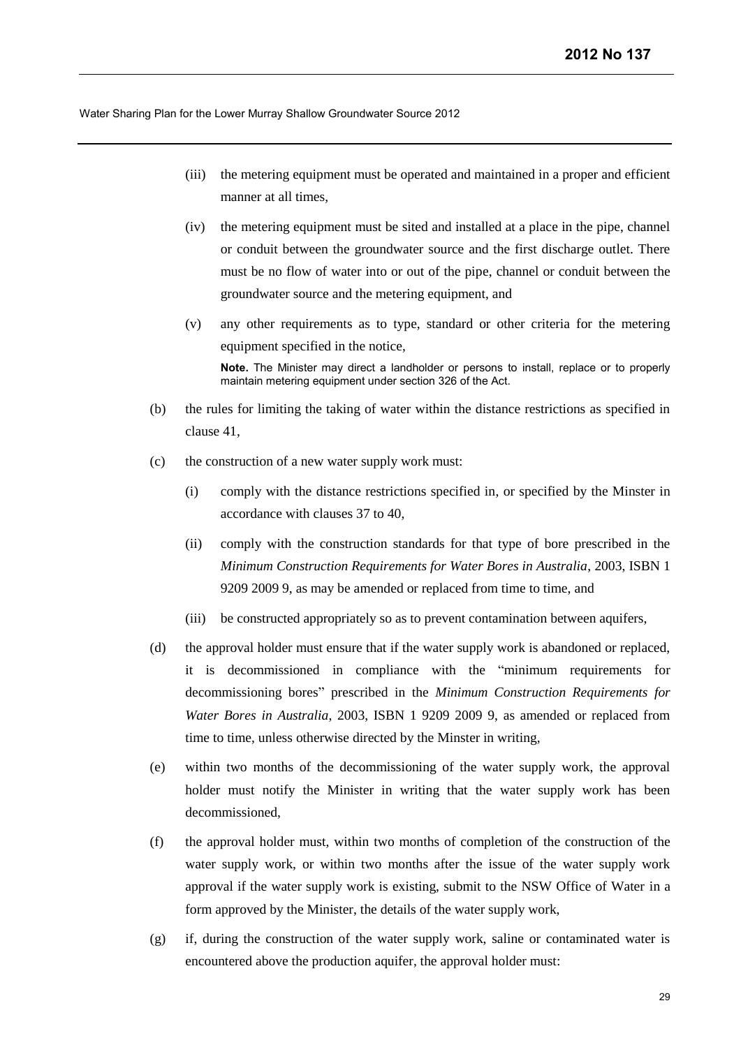(iii) the metering equipment must be operated and maintained in a proper and efficient manner at all times,

(iv) the metering equipment must be sited and installed at a place in the pipe, channel or conduit between the groundwater source and the first discharge outlet. There must be no flow of water into or out of the pipe, channel or conduit between the groundwater source and the metering equipment, and

(v) any other requirements as to type, standard or other criteria for the metering equipment specified in the notice,

**Note.** The Minister may direct a landholder or persons to install, replace or to properly maintain metering equipment under section 326 of the Act.

(b) the rules for limiting the taking of water within the distance restrictions as specified in clause 41,

(c) the construction of a new water supply work must:

(i) comply with the distance restrictions specified in, or specified by the Minster in accordance with clauses 37 to 40,

(ii) comply with the construction standards for that type of bore prescribed in the *Minimum Construction Requirements for Water Bores in Australia*, 2003, ISBN 1 9209 2009 9, as may be amended or replaced from time to time, and

(iii) be constructed appropriately so as to prevent contamination between aquifers,

(d) the approval holder must ensure that if the water supply work is abandoned or replaced, it is decommissioned in compliance with the "minimum requirements for decommissioning bores" prescribed in the *Minimum Construction Requirements for Water Bores in Australia*, 2003, ISBN 1 9209 2009 9, as amended or replaced from time to time, unless otherwise directed by the Minster in writing,

(e) within two months of the decommissioning of the water supply work, the approval holder must notify the Minister in writing that the water supply work has been decommissioned,

(f) the approval holder must, within two months of completion of the construction of the water supply work, or within two months after the issue of the water supply work approval if the water supply work is existing, submit to the NSW Office of Water in a form approved by the Minister, the details of the water supply work,

(g) if, during the construction of the water supply work, saline or contaminated water is encountered above the production aquifer, the approval holder must: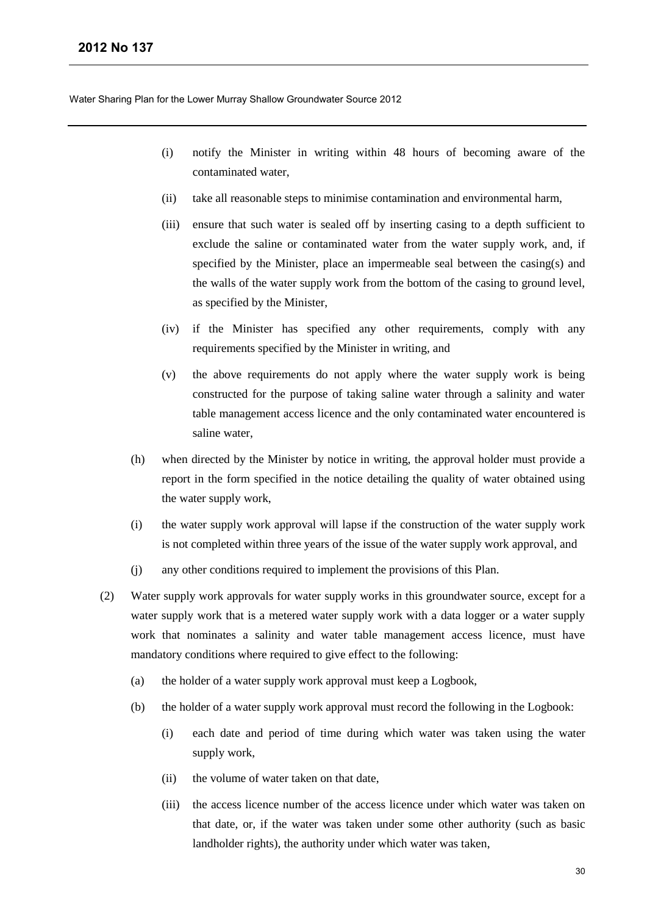(i) notify the Minister in writing within 48 hours of becoming aware of the contaminated water,

(ii) take all reasonable steps to minimise contamination and environmental harm,

(iii) ensure that such water is sealed off by inserting casing to a depth sufficient to exclude the saline or contaminated water from the water supply work, and, if specified by the Minister, place an impermeable seal between the casing(s) and the walls of the water supply work from the bottom of the casing to ground level, as specified by the Minister,

(iv) if the Minister has specified any other requirements, comply with any requirements specified by the Minister in writing, and

(v) the above requirements do not apply where the water supply work is being constructed for the purpose of taking saline water through a salinity and water table management access licence and the only contaminated water encountered is saline water,

(h) when directed by the Minister by notice in writing, the approval holder must provide a report in the form specified in the notice detailing the quality of water obtained using the water supply work,

(i) the water supply work approval will lapse if the construction of the water supply work is not completed within three years of the issue of the water supply work approval, and

(j) any other conditions required to implement the provisions of this Plan.

(2) Water supply work approvals for water supply works in this groundwater source, except for a water supply work that is a metered water supply work with a data logger or a water supply work that nominates a salinity and water table management access licence, must have mandatory conditions where required to give effect to the following:

(a) the holder of a water supply work approval must keep a Logbook,

(b) the holder of a water supply work approval must record the following in the Logbook:

(i) each date and period of time during which water was taken using the water supply work,

(ii) the volume of water taken on that date,

(iii) the access licence number of the access licence under which water was taken on that date, or, if the water was taken under some other authority (such as basic landholder rights), the authority under which water was taken,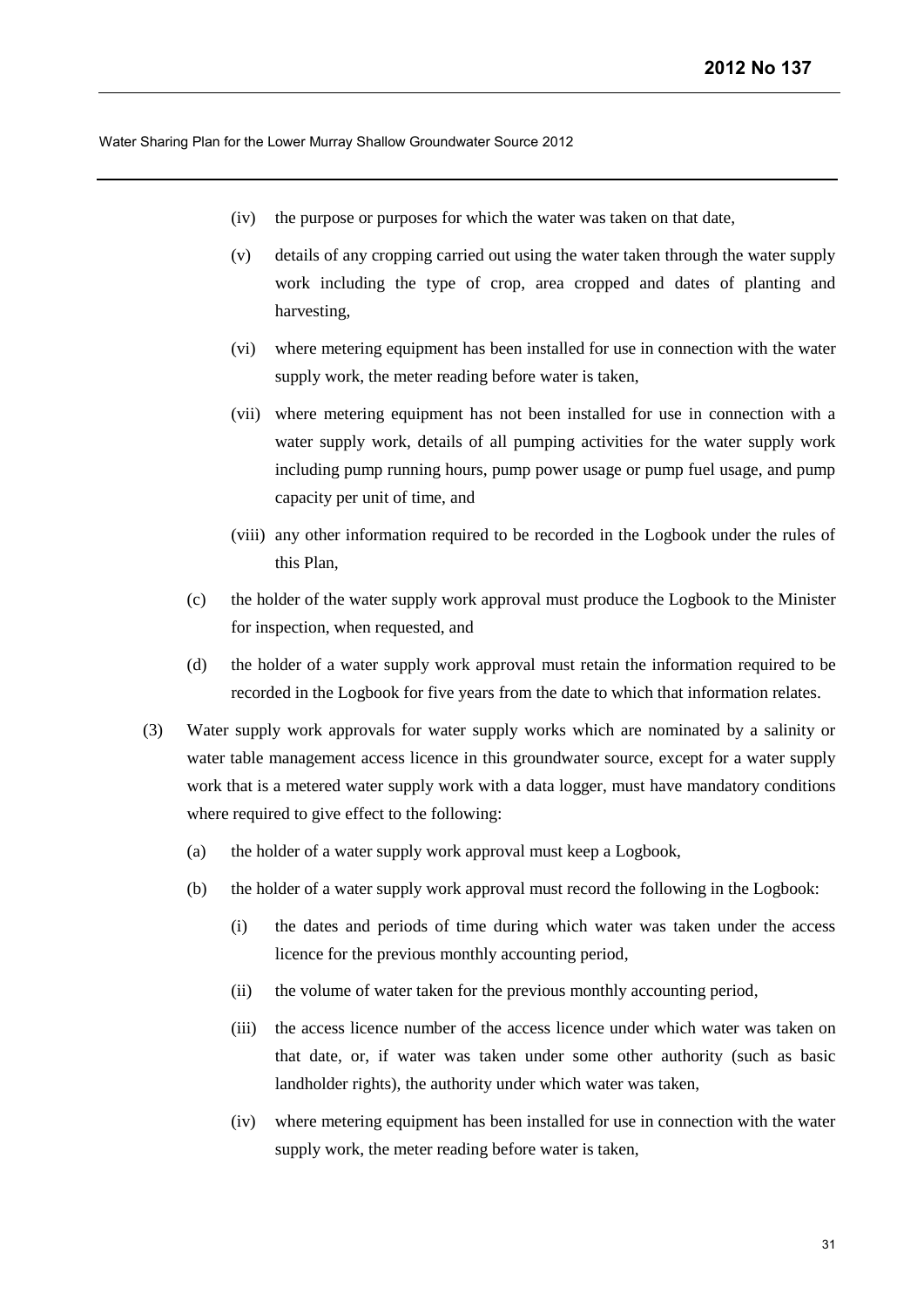(iv) the purpose or purposes for which the water was taken on that date,

(v) details of any cropping carried out using the water taken through the water supply work including the type of crop, area cropped and dates of planting and harvesting,

(vi) where metering equipment has been installed for use in connection with the water supply work, the meter reading before water is taken,

(vii) where metering equipment has not been installed for use in connection with a water supply work, details of all pumping activities for the water supply work including pump running hours, pump power usage or pump fuel usage, and pump capacity per unit of time, and

(viii) any other information required to be recorded in the Logbook under the rules of this Plan,

(c) the holder of the water supply work approval must produce the Logbook to the Minister for inspection, when requested, and

(d) the holder of a water supply work approval must retain the information required to be recorded in the Logbook for five years from the date to which that information relates.

(3) Water supply work approvals for water supply works which are nominated by a salinity or water table management access licence in this groundwater source, except for a water supply work that is a metered water supply work with a data logger, must have mandatory conditions where required to give effect to the following:

(a) the holder of a water supply work approval must keep a Logbook,

(b) the holder of a water supply work approval must record the following in the Logbook:

(i) the dates and periods of time during which water was taken under the access licence for the previous monthly accounting period,

(ii) the volume of water taken for the previous monthly accounting period,

(iii) the access licence number of the access licence under which water was taken on that date, or, if water was taken under some other authority (such as basic landholder rights), the authority under which water was taken,

(iv) where metering equipment has been installed for use in connection with the water supply work, the meter reading before water is taken,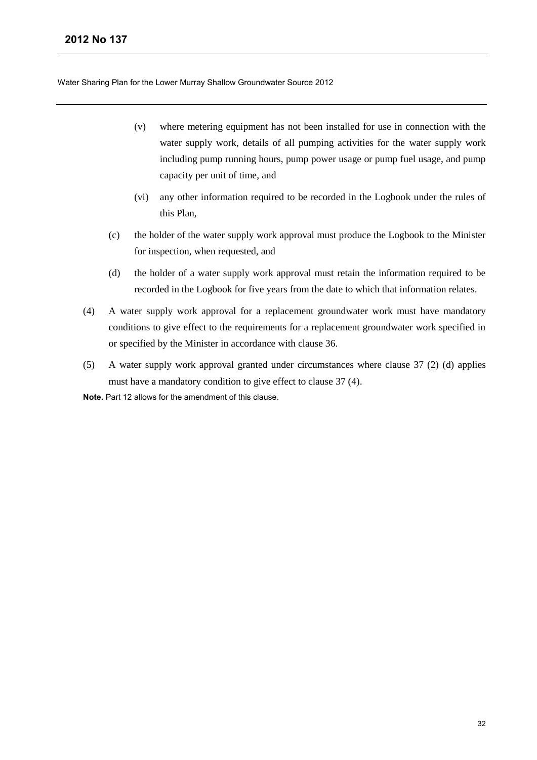(v) where metering equipment has not been installed for use in connection with the water supply work, details of all pumping activities for the water supply work including pump running hours, pump power usage or pump fuel usage, and pump capacity per unit of time, and

(vi) any other information required to be recorded in the Logbook under the rules of this Plan,

(c) the holder of the water supply work approval must produce the Logbook to the Minister for inspection, when requested, and

(d) the holder of a water supply work approval must retain the information required to be recorded in the Logbook for five years from the date to which that information relates.

(4) A water supply work approval for a replacement groundwater work must have mandatory conditions to give effect to the requirements for a replacement groundwater work specified in or specified by the Minister in accordance with clause 36.

(5) A water supply work approval granted under circumstances where clause 37 (2) (d) applies must have a mandatory condition to give effect to clause 37 (4).

**Note.** Part 12 allows for the amendment of this clause.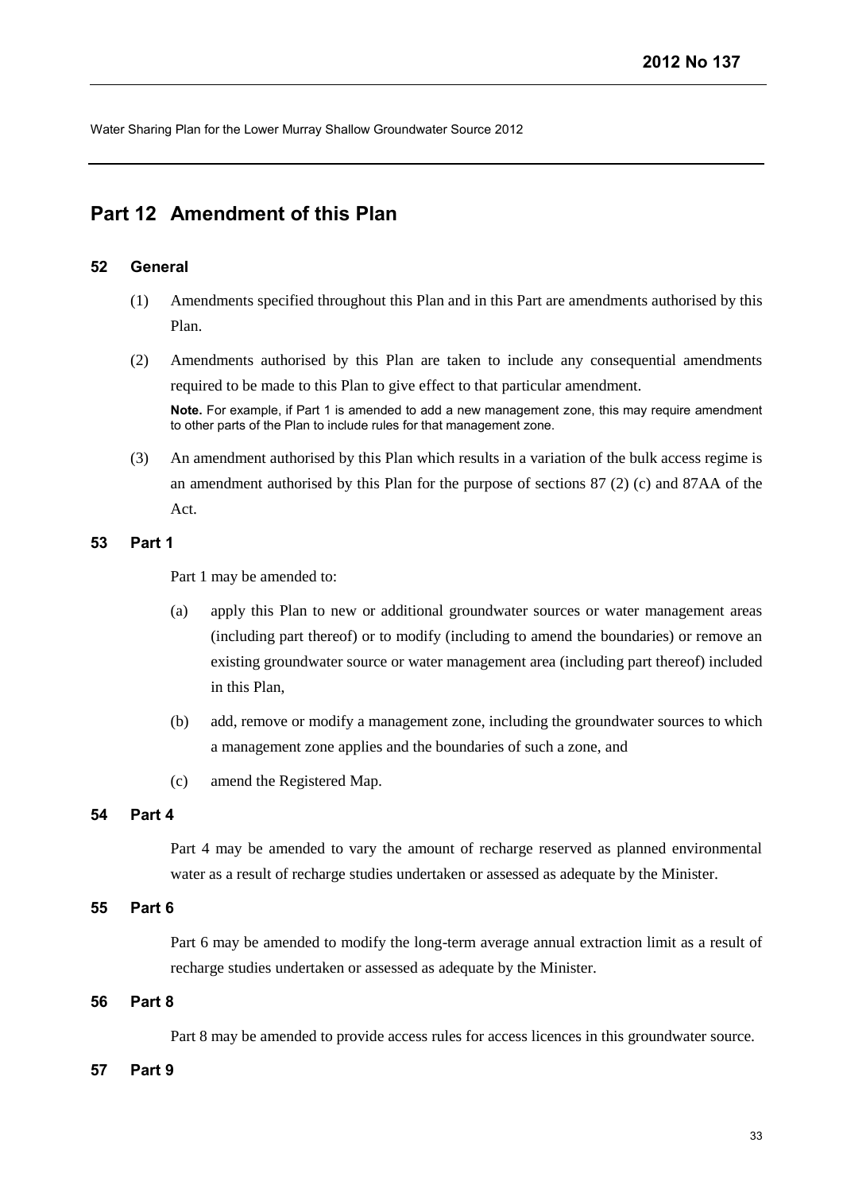# Part 12 Amendment of this Plan

## 52 General

(1) Amendments specified throughout this Plan and in this Part are amendments authorised by this Plan.

(2) Amendments authorised by this Plan are taken to include any consequential amendments required to be made to this Plan to give effect to that particular amendment.

**Note.** For example, if Part 1 is amended to add a new management zone, this may require amendment to other parts of the Plan to include rules for that management zone.

(3) An amendment authorised by this Plan which results in a variation of the bulk access regime is an amendment authorised by this Plan for the purpose of sections 87 (2) (c) and 87AA of the Act.

## 53 Part 1

Part 1 may be amended to:

(a) apply this Plan to new or additional groundwater sources or water management areas (including part thereof) or to modify (including to amend the boundaries) or remove an existing groundwater source or water management area (including part thereof) included in this Plan,

(b) add, remove or modify a management zone, including the groundwater sources to which a management zone applies and the boundaries of such a zone, and

(c) amend the Registered Map.

## 54 Part 4

Part 4 may be amended to vary the amount of recharge reserved as planned environmental water as a result of recharge studies undertaken or assessed as adequate by the Minister.

## 55 Part 6

Part 6 may be amended to modify the long-term average annual extraction limit as a result of recharge studies undertaken or assessed as adequate by the Minister.

## 56 Part 8

Part 8 may be amended to provide access rules for access licences in this groundwater source.

## 57 Part 9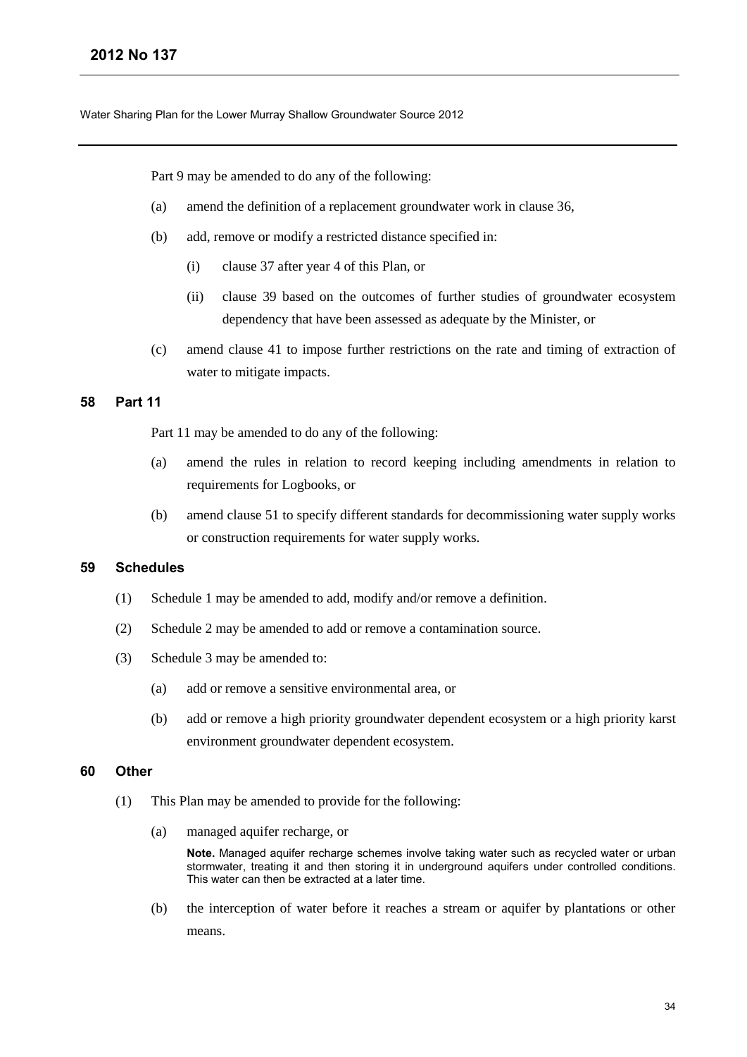Part 9 may be amended to do any of the following:

(a) amend the definition of a replacement groundwater work in clause 36,

(b) add, remove or modify a restricted distance specified in:

(i) clause 37 after year 4 of this Plan, or

(ii) clause 39 based on the outcomes of further studies of groundwater ecosystem dependency that have been assessed as adequate by the Minister, or

(c) amend clause 41 to impose further restrictions on the rate and timing of extraction of water to mitigate impacts.

### 58 Part 11

Part 11 may be amended to do any of the following:

(a) amend the rules in relation to record keeping including amendments in relation to requirements for Logbooks, or

(b) amend clause 51 to specify different standards for decommissioning water supply works or construction requirements for water supply works.

### 59 Schedules

(1) Schedule 1 may be amended to add, modify and/or remove a definition.

(2) Schedule 2 may be amended to add or remove a contamination source.

(3) Schedule 3 may be amended to:

(a) add or remove a sensitive environmental area, or

(b) add or remove a high priority groundwater dependent ecosystem or a high priority karst environment groundwater dependent ecosystem.

### 60 Other

(1) This Plan may be amended to provide for the following:

(a) managed aquifer recharge, or

**Note.** Managed aquifer recharge schemes involve taking water such as recycled water or urban stormwater, treating it and then storing it in underground aquifers under controlled conditions. This water can then be extracted at a later time.

(b) the interception of water before it reaches a stream or aquifer by plantations or other means.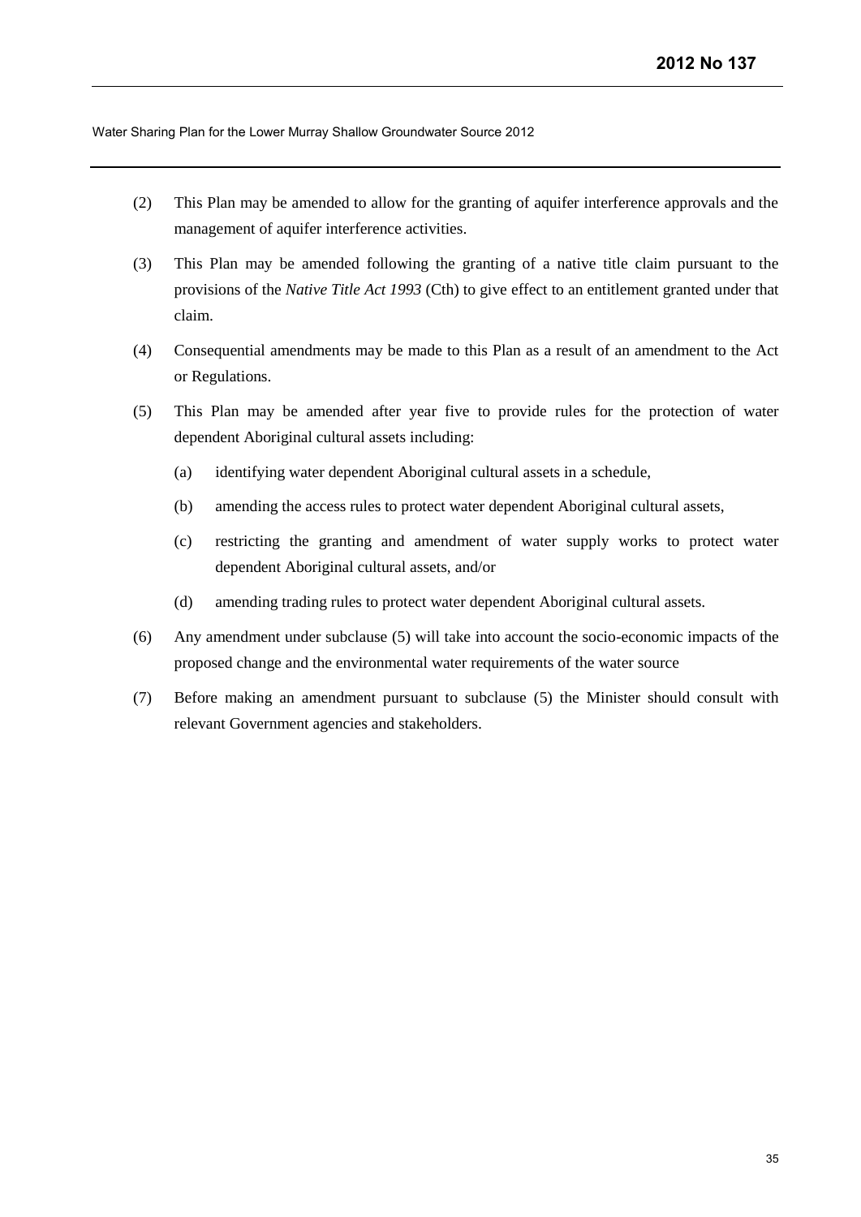(2) This Plan may be amended to allow for the granting of aquifer interference approvals and the management of aquifer interference activities.

(3) This Plan may be amended following the granting of a native title claim pursuant to the provisions of the *Native Title Act 1993* (Cth) to give effect to an entitlement granted under that claim.

(4) Consequential amendments may be made to this Plan as a result of an amendment to the Act or Regulations.

(5) This Plan may be amended after year five to provide rules for the protection of water dependent Aboriginal cultural assets including:

  (a) identifying water dependent Aboriginal cultural assets in a schedule,

  (b) amending the access rules to protect water dependent Aboriginal cultural assets,

  (c) restricting the granting and amendment of water supply works to protect water dependent Aboriginal cultural assets, and/or

  (d) amending trading rules to protect water dependent Aboriginal cultural assets.

(6) Any amendment under subclause (5) will take into account the socio-economic impacts of the proposed change and the environmental water requirements of the water source

(7) Before making an amendment pursuant to subclause (5) the Minister should consult with relevant Government agencies and stakeholders.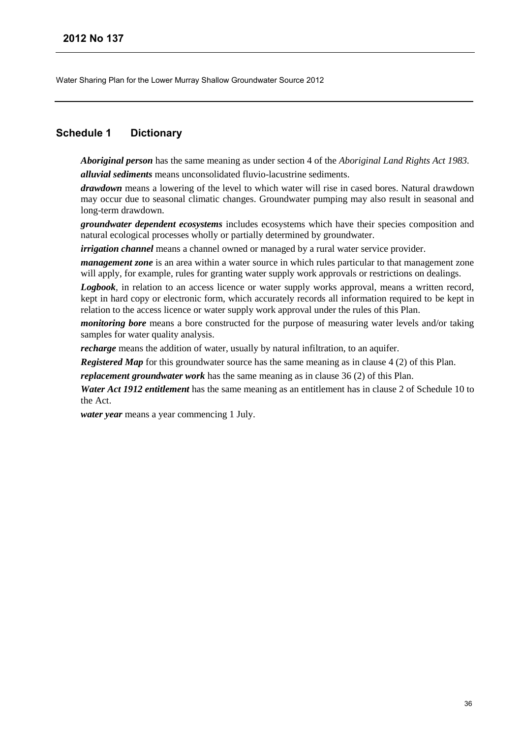## Schedule 1 Dictionary

***Aboriginal person*** has the same meaning as under section 4 of the *Aboriginal Land Rights Act 1983*.

***alluvial sediments*** means unconsolidated fluvio-lacustrine sediments.

***drawdown*** means a lowering of the level to which water will rise in cased bores. Natural drawdown may occur due to seasonal climatic changes. Groundwater pumping may also result in seasonal and long-term drawdown.

***groundwater dependent ecosystems*** includes ecosystems which have their species composition and natural ecological processes wholly or partially determined by groundwater.

***irrigation channel*** means a channel owned or managed by a rural water service provider.

***management zone*** is an area within a water source in which rules particular to that management zone will apply, for example, rules for granting water supply work approvals or restrictions on dealings.

***Logbook***, in relation to an access licence or water supply works approval, means a written record, kept in hard copy or electronic form, which accurately records all information required to be kept in relation to the access licence or water supply work approval under the rules of this Plan.

***monitoring bore*** means a bore constructed for the purpose of measuring water levels and/or taking samples for water quality analysis.

***recharge*** means the addition of water, usually by natural infiltration, to an aquifer.

***Registered Map*** for this groundwater source has the same meaning as in clause 4 (2) of this Plan.

***replacement groundwater work*** has the same meaning as in clause 36 (2) of this Plan.

***Water Act 1912 entitlement*** has the same meaning as an entitlement has in clause 2 of Schedule 10 to the Act.

***water year*** means a year commencing 1 July.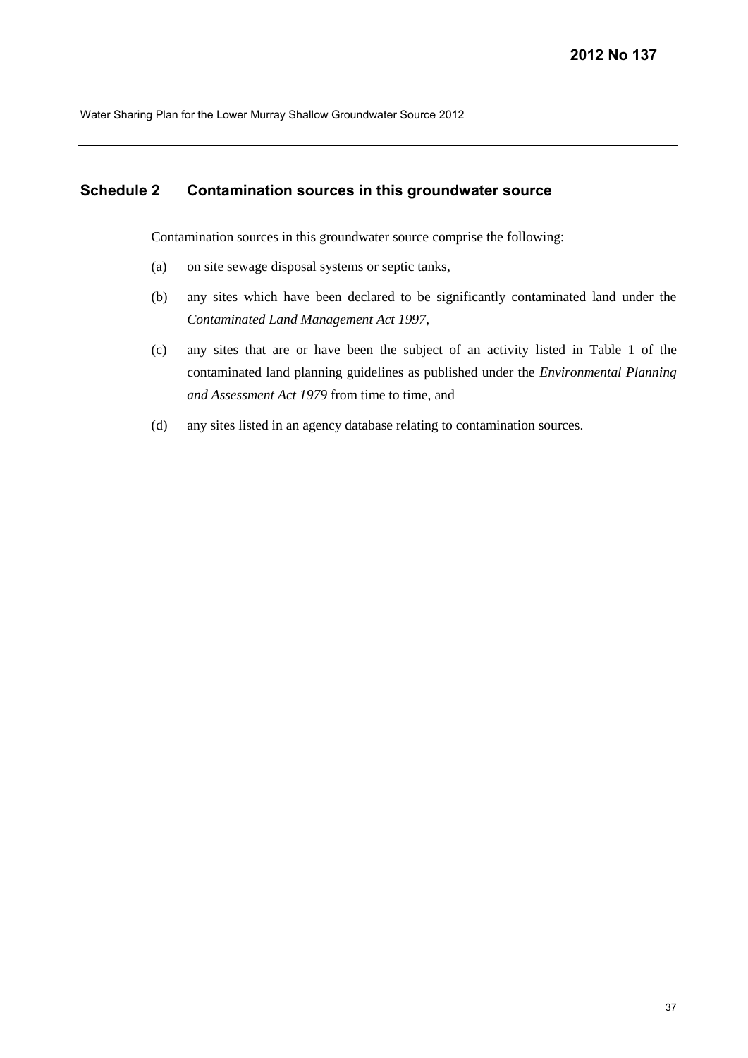## Schedule 2 Contamination sources in this groundwater source

Contamination sources in this groundwater source comprise the following:

(a) on site sewage disposal systems or septic tanks,

(b) any sites which have been declared to be significantly contaminated land under the *Contaminated Land Management Act 1997*,

(c) any sites that are or have been the subject of an activity listed in Table 1 of the contaminated land planning guidelines as published under the *Environmental Planning and Assessment Act 1979* from time to time, and

(d) any sites listed in an agency database relating to contamination sources.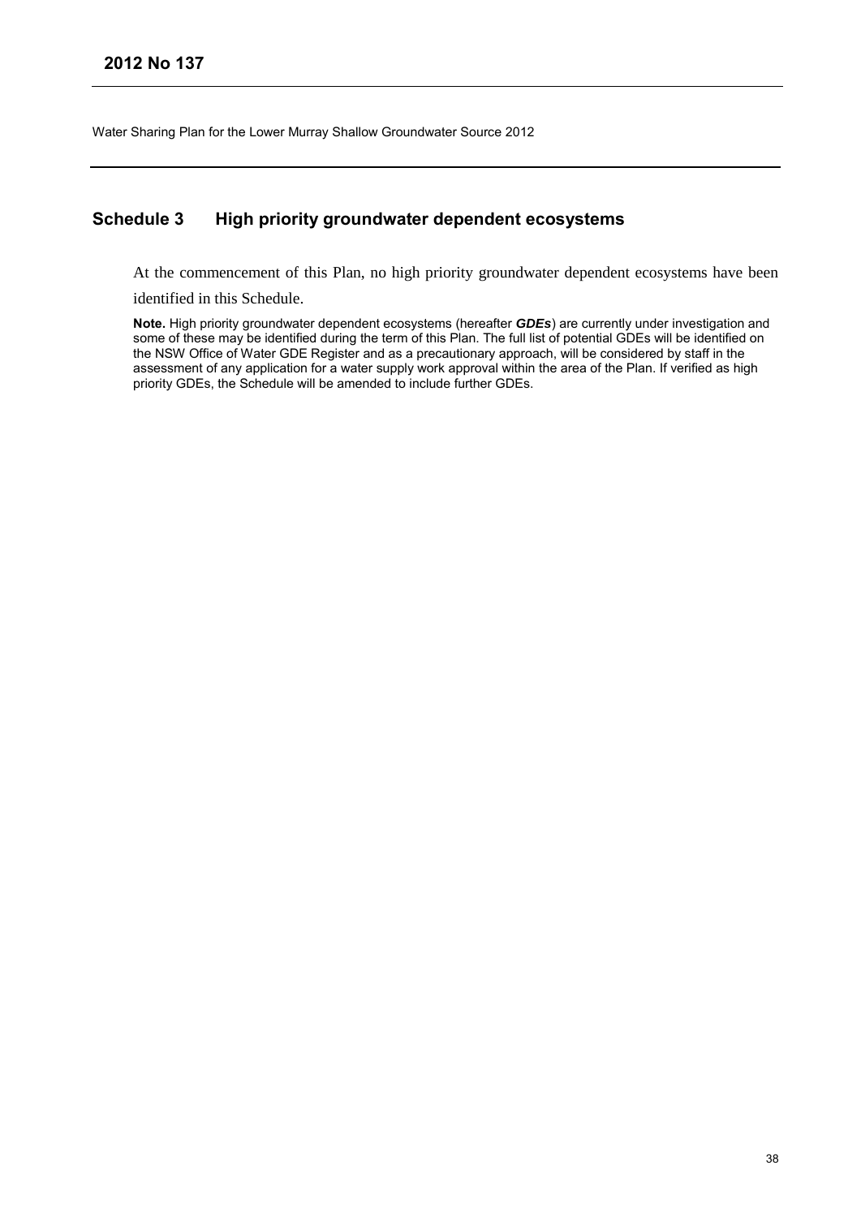## Schedule 3 High priority groundwater dependent ecosystems

At the commencement of this Plan, no high priority groundwater dependent ecosystems have been identified in this Schedule.

**Note.** High priority groundwater dependent ecosystems (hereafter ***GDEs***) are currently under investigation and some of these may be identified during the term of this Plan. The full list of potential GDEs will be identified on the NSW Office of Water GDE Register and as a precautionary approach, will be considered by staff in the assessment of any application for a water supply work approval within the area of the Plan. If verified as high priority GDEs, the Schedule will be amended to include further GDEs.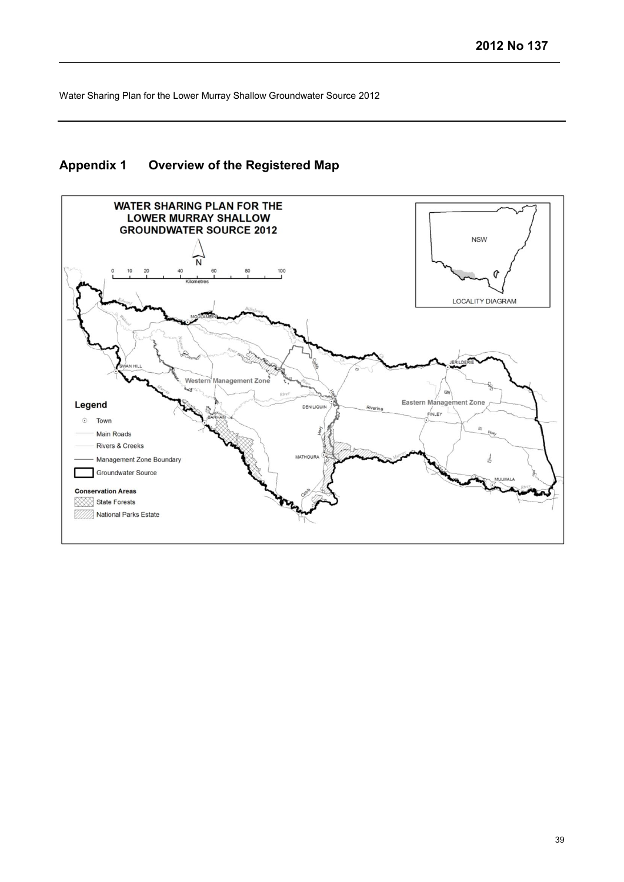## Appendix 1 Overview of the Registered Map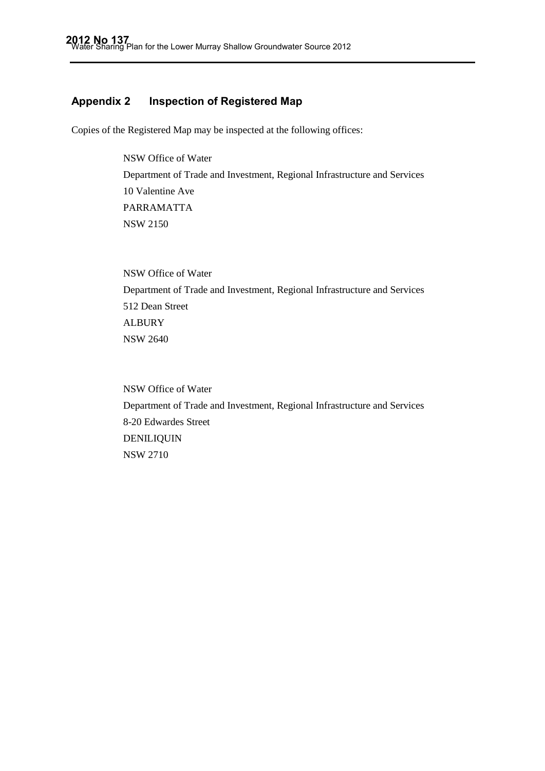## Appendix 2 Inspection of Registered Map

Copies of the Registered Map may be inspected at the following offices:

NSW Office of Water
Department of Trade and Investment, Regional Infrastructure and Services
10 Valentine Ave
PARRAMATTA
NSW 2150

NSW Office of Water
Department of Trade and Investment, Regional Infrastructure and Services
512 Dean Street
ALBURY
NSW 2640

NSW Office of Water
Department of Trade and Investment, Regional Infrastructure and Services
8-20 Edwardes Street
DENILIQUIN
NSW 2710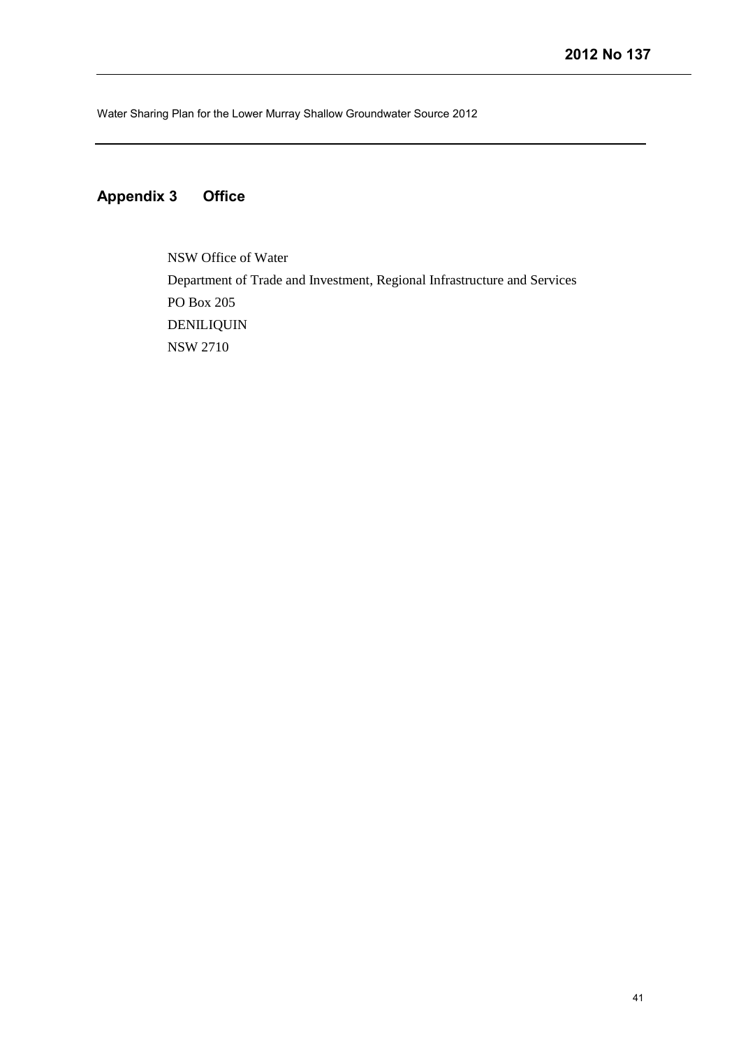## Appendix 3 Office

NSW Office of Water

Department of Trade and Investment, Regional Infrastructure and Services

PO Box 205

DENILIQUIN

NSW 2710